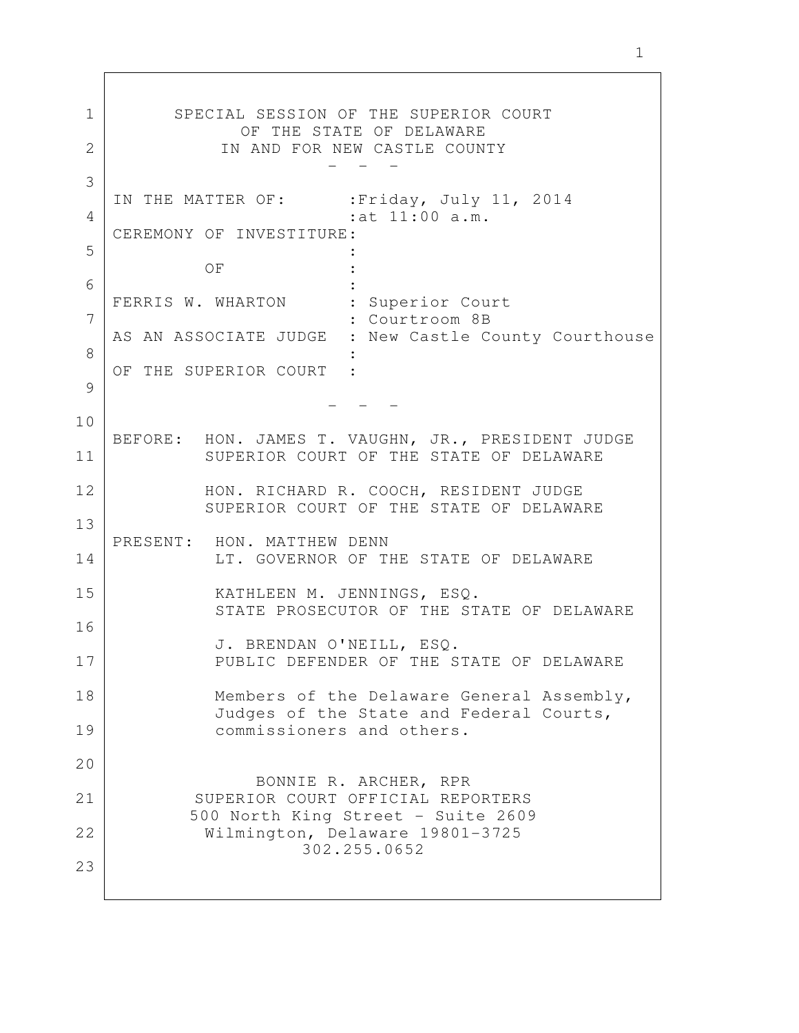SPECIAL SESSION OF THE SUPERIOR COURT
OF THE STATE OF DELAWARE
IN AND FOR NEW CASTLE COUNTY

- - -

IN THE MATTER OF: :Friday, July 11, 2014
:at 11:00 a.m.

CEREMONY OF INVESTITURE:
:
OF :
:
FERRIS W. WHARTON : Superior Court
: Courtroom 8B
AS AN ASSOCIATE JUDGE : New Castle County Courthouse
:
OF THE SUPERIOR COURT :

- - -

BEFORE: HON. JAMES T. VAUGHN, JR., PRESIDENT JUDGE
SUPERIOR COURT OF THE STATE OF DELAWARE

HON. RICHARD R. COOCH, RESIDENT JUDGE
SUPERIOR COURT OF THE STATE OF DELAWARE

PRESENT: HON. MATTHEW DENN
LT. GOVERNOR OF THE STATE OF DELAWARE

KATHLEEN M. JENNINGS, ESQ.
STATE PROSECUTOR OF THE STATE OF DELAWARE

J. BRENDAN O'NEILL, ESQ.
PUBLIC DEFENDER OF THE STATE OF DELAWARE

Members of the Delaware General Assembly,
Judges of the State and Federal Courts,
commissioners and others.

BONNIE R. ARCHER, RPR
SUPERIOR COURT OFFICIAL REPORTERS
500 North King Street - Suite 2609
Wilmington, Delaware 19801-3725
302.255.0652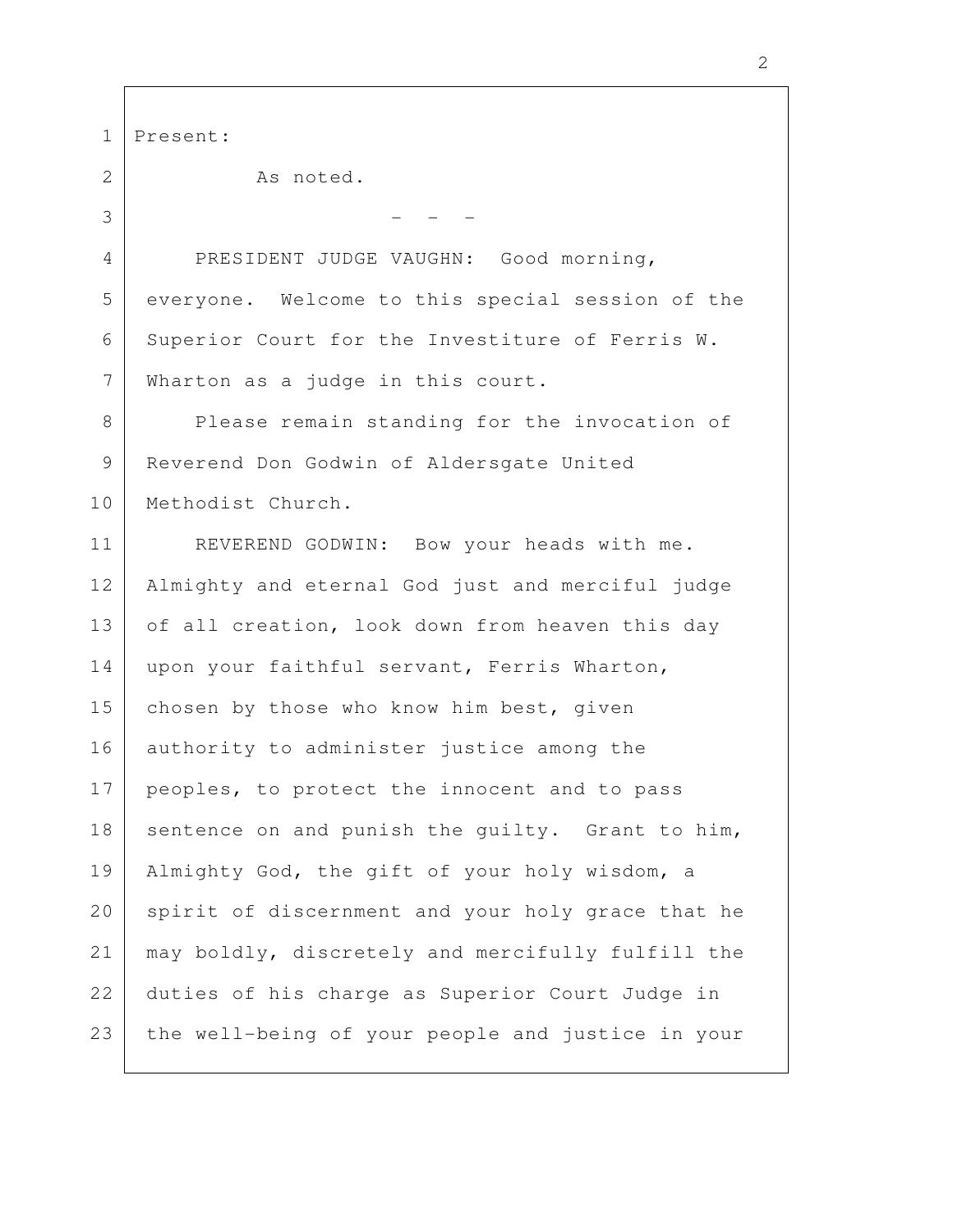Present:

As noted.

\- - -

PRESIDENT JUDGE VAUGHN: Good morning, everyone. Welcome to this special session of the Superior Court for the Investiture of Ferris W. Wharton as a judge in this court.

Please remain standing for the invocation of Reverend Don Godwin of Aldersgate United Methodist Church.

REVEREND GODWIN: Bow your heads with me. Almighty and eternal God just and merciful judge of all creation, look down from heaven this day upon your faithful servant, Ferris Wharton, chosen by those who know him best, given authority to administer justice among the peoples, to protect the innocent and to pass sentence on and punish the guilty. Grant to him, Almighty God, the gift of your holy wisdom, a spirit of discernment and your holy grace that he may boldly, discretely and mercifully fulfill the duties of his charge as Superior Court Judge in the well-being of your people and justice in your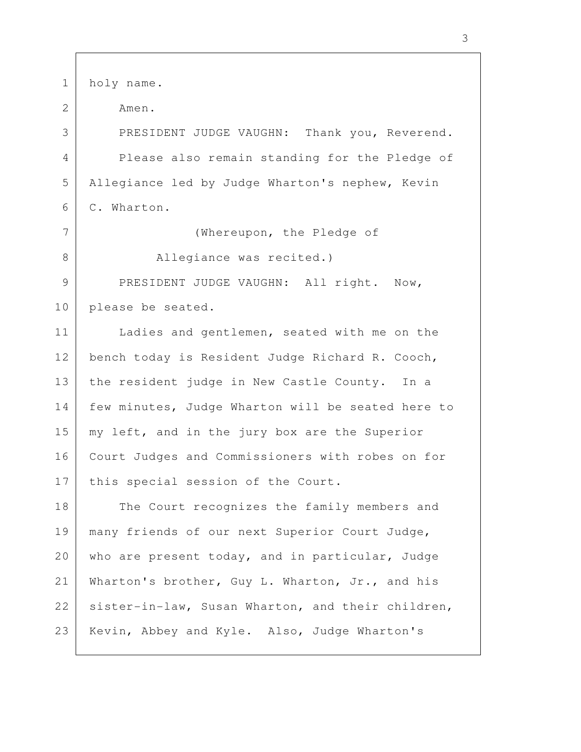holy name.

Amen.

PRESIDENT JUDGE VAUGHN: Thank you, Reverend.

Please also remain standing for the Pledge of Allegiance led by Judge Wharton's nephew, Kevin C. Wharton.

(Whereupon, the Pledge of Allegiance was recited.)

PRESIDENT JUDGE VAUGHN: All right. Now, please be seated.

Ladies and gentlemen, seated with me on the bench today is Resident Judge Richard R. Cooch, the resident judge in New Castle County. In a few minutes, Judge Wharton will be seated here to my left, and in the jury box are the Superior Court Judges and Commissioners with robes on for this special session of the Court.

The Court recognizes the family members and many friends of our next Superior Court Judge, who are present today, and in particular, Judge Wharton's brother, Guy L. Wharton, Jr., and his sister-in-law, Susan Wharton, and their children, Kevin, Abbey and Kyle. Also, Judge Wharton's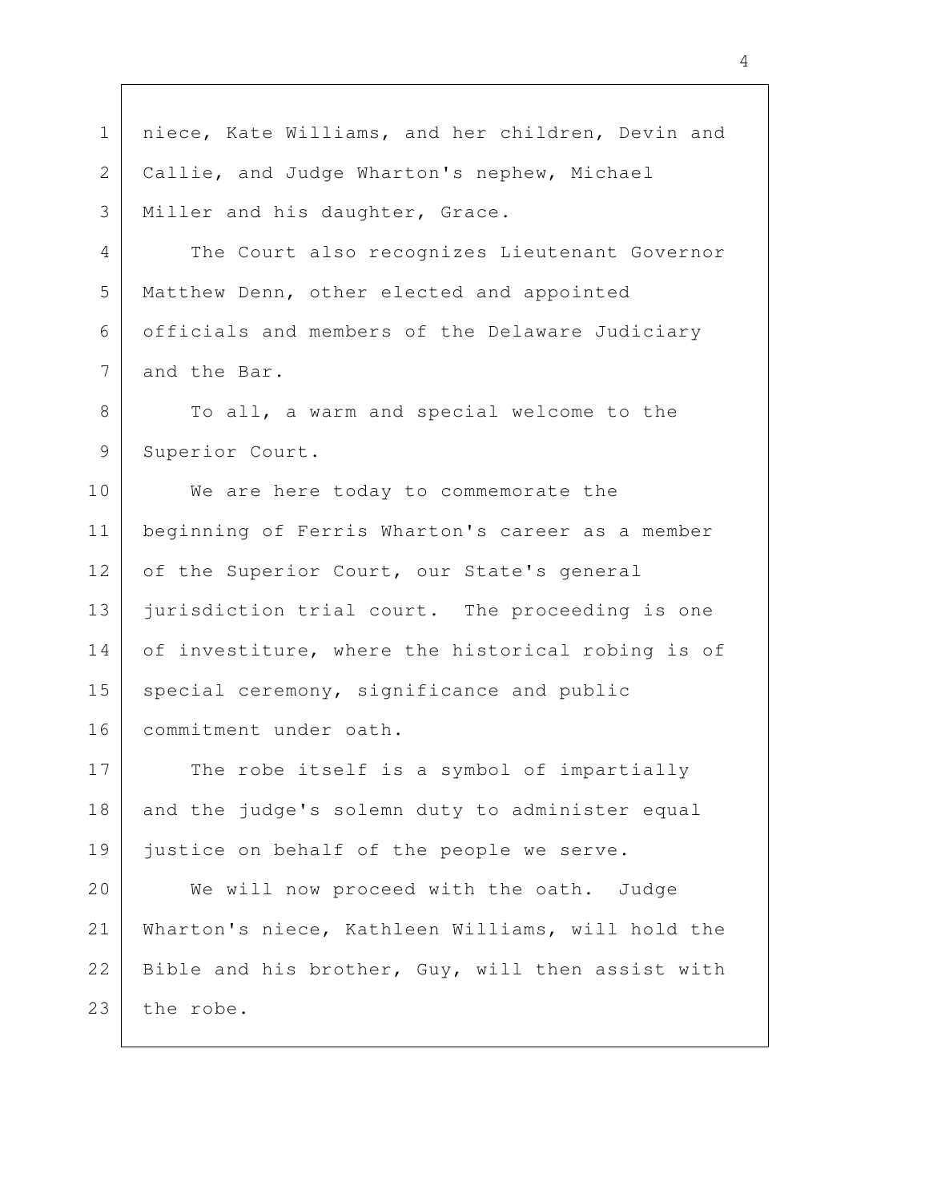niece, Kate Williams, and her children, Devin and Callie, and Judge Wharton's nephew, Michael Miller and his daughter, Grace.

The Court also recognizes Lieutenant Governor Matthew Denn, other elected and appointed officials and members of the Delaware Judiciary and the Bar.

To all, a warm and special welcome to the Superior Court.

We are here today to commemorate the beginning of Ferris Wharton's career as a member of the Superior Court, our State's general jurisdiction trial court. The proceeding is one of investiture, where the historical robing is of special ceremony, significance and public commitment under oath.

The robe itself is a symbol of impartially and the judge's solemn duty to administer equal justice on behalf of the people we serve.

We will now proceed with the oath. Judge Wharton's niece, Kathleen Williams, will hold the Bible and his brother, Guy, will then assist with the robe.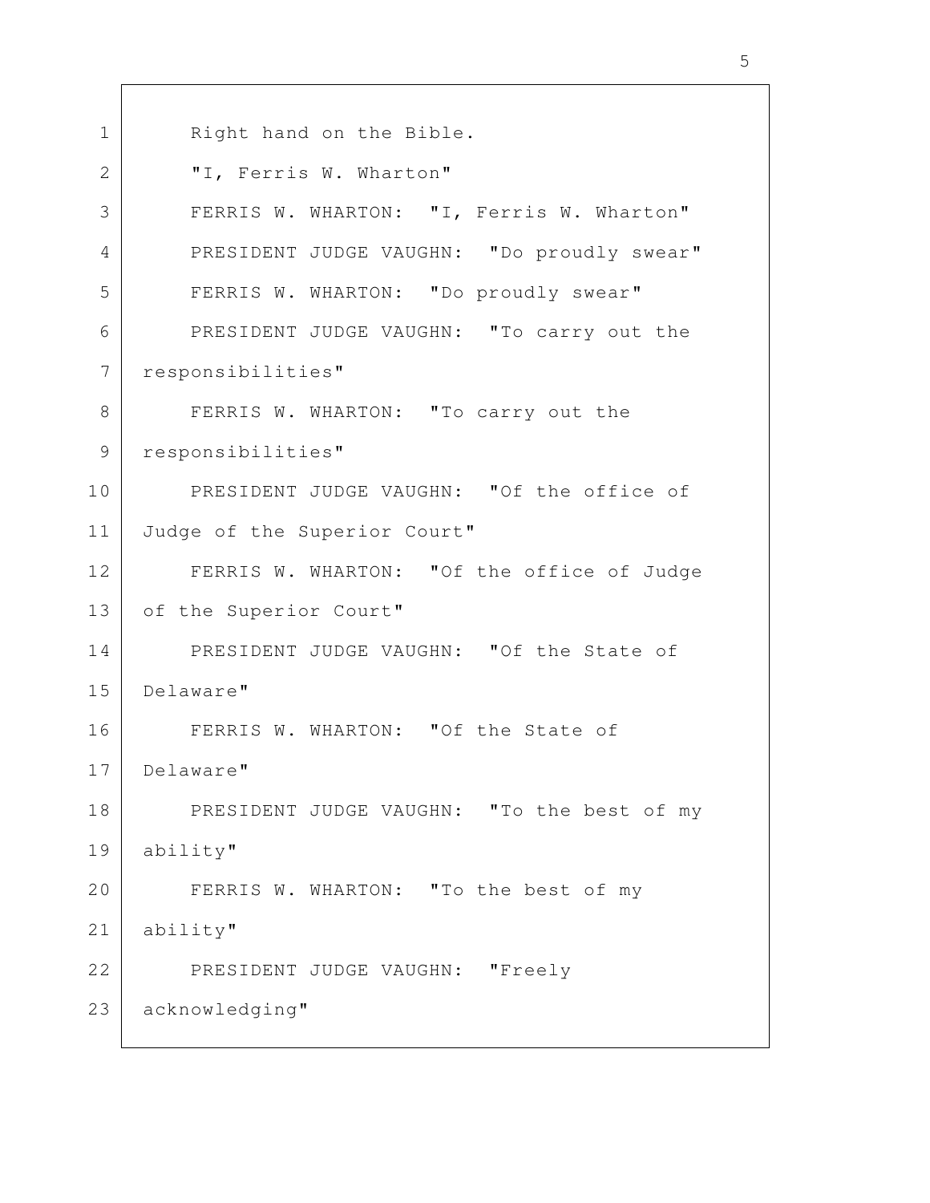Right hand on the Bible.

"I, Ferris W. Wharton"

FERRIS W. WHARTON: "I, Ferris W. Wharton"

PRESIDENT JUDGE VAUGHN: "Do proudly swear"

FERRIS W. WHARTON: "Do proudly swear"

PRESIDENT JUDGE VAUGHN: "To carry out the responsibilities"

FERRIS W. WHARTON: "To carry out the responsibilities"

PRESIDENT JUDGE VAUGHN: "Of the office of Judge of the Superior Court"

FERRIS W. WHARTON: "Of the office of Judge of the Superior Court"

PRESIDENT JUDGE VAUGHN: "Of the State of Delaware"

FERRIS W. WHARTON: "Of the State of Delaware"

PRESIDENT JUDGE VAUGHN: "To the best of my ability"

FERRIS W. WHARTON: "To the best of my ability"

PRESIDENT JUDGE VAUGHN: "Freely acknowledging"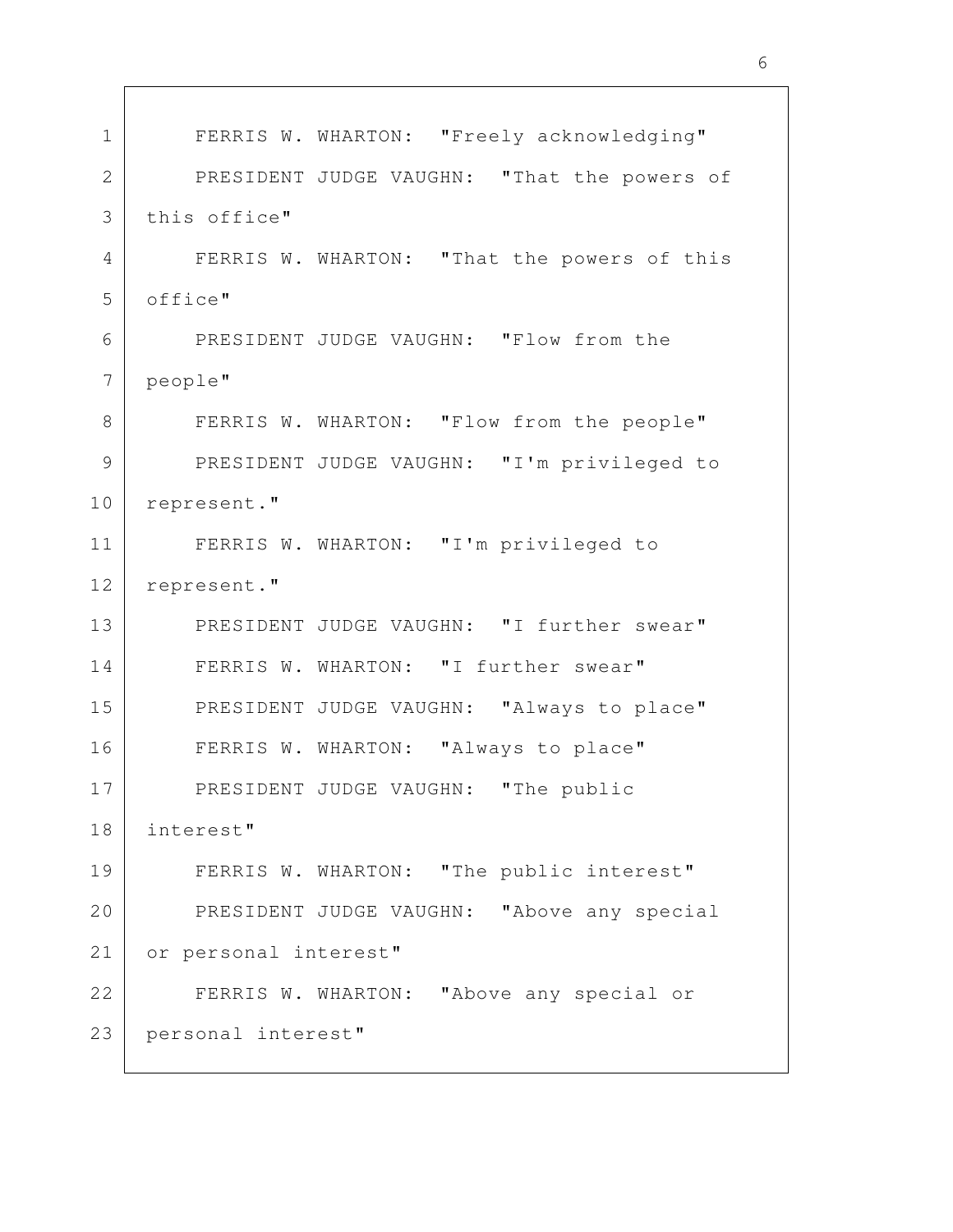FERRIS W. WHARTON: "Freely acknowledging"

PRESIDENT JUDGE VAUGHN: "That the powers of this office"

FERRIS W. WHARTON: "That the powers of this office"

PRESIDENT JUDGE VAUGHN: "Flow from the people"

FERRIS W. WHARTON: "Flow from the people"

PRESIDENT JUDGE VAUGHN: "I'm privileged to represent."

FERRIS W. WHARTON: "I'm privileged to represent."

PRESIDENT JUDGE VAUGHN: "I further swear"

FERRIS W. WHARTON: "I further swear"

PRESIDENT JUDGE VAUGHN: "Always to place"

FERRIS W. WHARTON: "Always to place"

PRESIDENT JUDGE VAUGHN: "The public interest"

FERRIS W. WHARTON: "The public interest"

PRESIDENT JUDGE VAUGHN: "Above any special or personal interest"

FERRIS W. WHARTON: "Above any special or personal interest"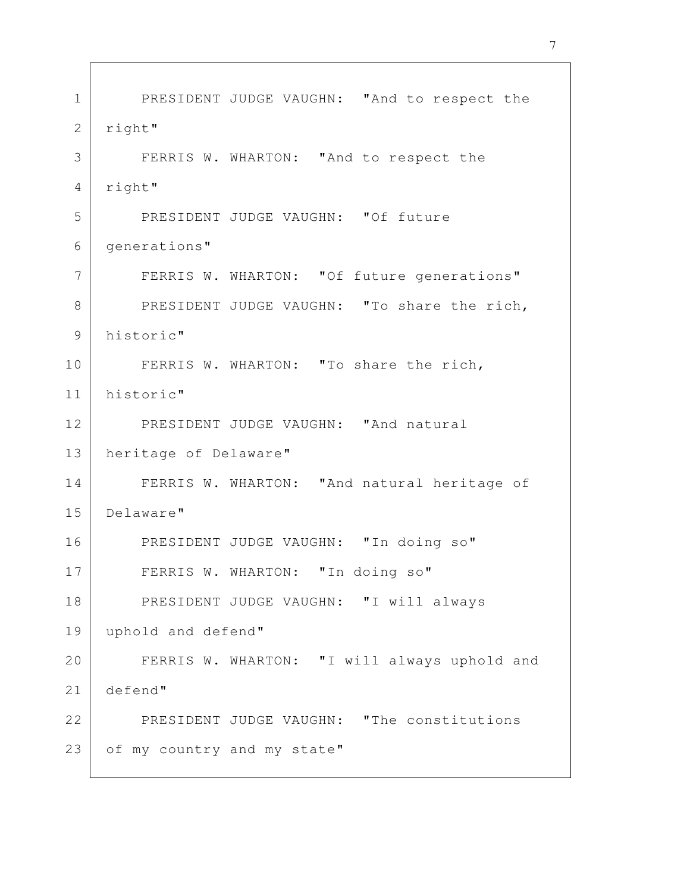PRESIDENT JUDGE VAUGHN: "And to respect the right"

FERRIS W. WHARTON: "And to respect the right"

PRESIDENT JUDGE VAUGHN: "Of future generations"

FERRIS W. WHARTON: "Of future generations"

PRESIDENT JUDGE VAUGHN: "To share the rich, historic"

FERRIS W. WHARTON: "To share the rich, historic"

PRESIDENT JUDGE VAUGHN: "And natural heritage of Delaware"

FERRIS W. WHARTON: "And natural heritage of Delaware"

PRESIDENT JUDGE VAUGHN: "In doing so"

FERRIS W. WHARTON: "In doing so"

PRESIDENT JUDGE VAUGHN: "I will always uphold and defend"

FERRIS W. WHARTON: "I will always uphold and defend"

PRESIDENT JUDGE VAUGHN: "The constitutions of my country and my state"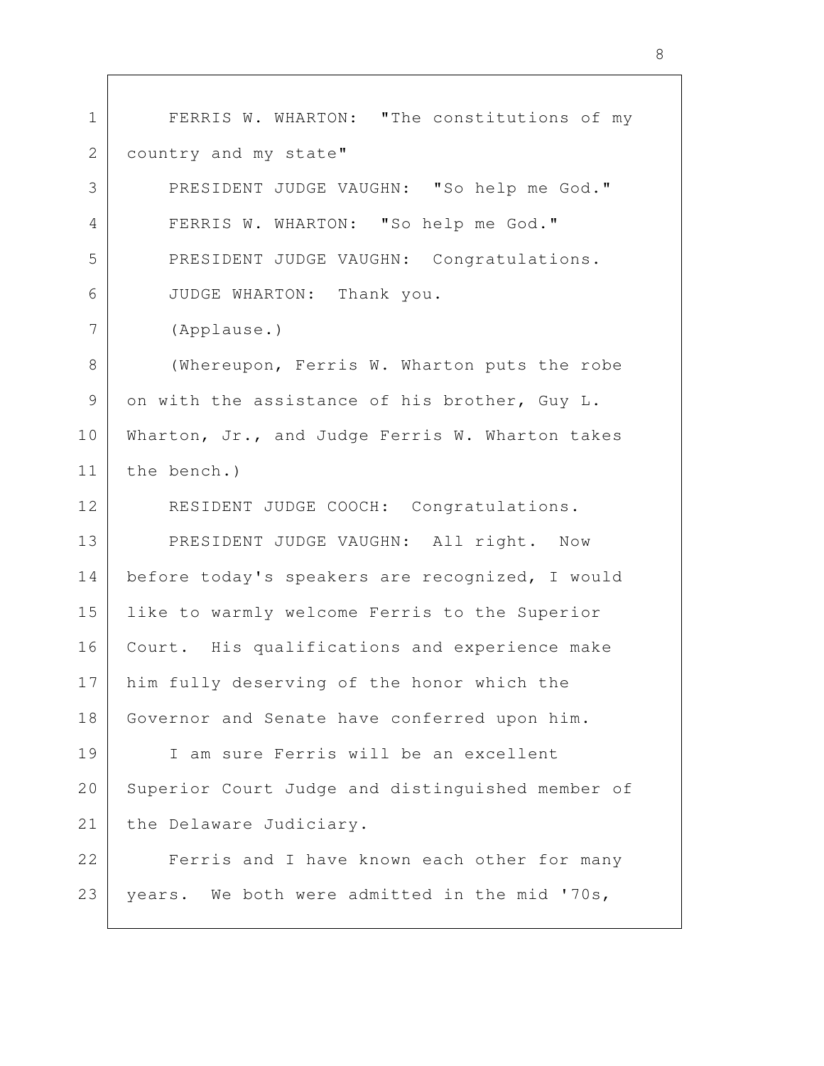FERRIS W. WHARTON: "The constitutions of my country and my state"

PRESIDENT JUDGE VAUGHN: "So help me God."

FERRIS W. WHARTON: "So help me God."

PRESIDENT JUDGE VAUGHN: Congratulations.

JUDGE WHARTON: Thank you.

(Applause.)

(Whereupon, Ferris W. Wharton puts the robe on with the assistance of his brother, Guy L. Wharton, Jr., and Judge Ferris W. Wharton takes the bench.)

RESIDENT JUDGE COOCH: Congratulations.

PRESIDENT JUDGE VAUGHN: All right. Now before today's speakers are recognized, I would like to warmly welcome Ferris to the Superior Court. His qualifications and experience make him fully deserving of the honor which the Governor and Senate have conferred upon him.

I am sure Ferris will be an excellent Superior Court Judge and distinguished member of the Delaware Judiciary.

Ferris and I have known each other for many years. We both were admitted in the mid '70s,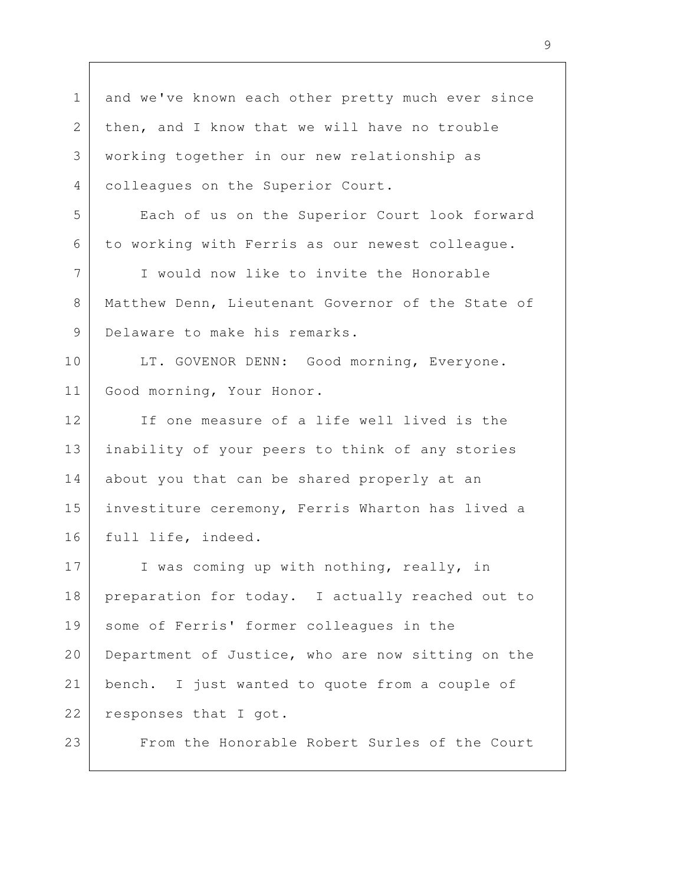and we've known each other pretty much ever since then, and I know that we will have no trouble working together in our new relationship as colleagues on the Superior Court.

Each of us on the Superior Court look forward to working with Ferris as our newest colleague.

I would now like to invite the Honorable Matthew Denn, Lieutenant Governor of the State of Delaware to make his remarks.

LT. GOVENOR DENN: Good morning, Everyone. Good morning, Your Honor.

If one measure of a life well lived is the inability of your peers to think of any stories about you that can be shared properly at an investiture ceremony, Ferris Wharton has lived a full life, indeed.

I was coming up with nothing, really, in preparation for today. I actually reached out to some of Ferris' former colleagues in the Department of Justice, who are now sitting on the bench. I just wanted to quote from a couple of responses that I got.

From the Honorable Robert Surles of the Court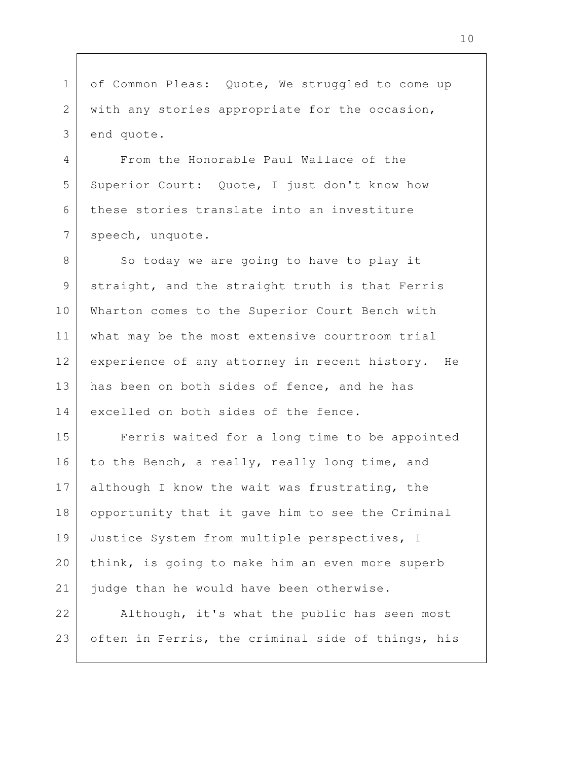of Common Pleas: Quote, We struggled to come up with any stories appropriate for the occasion, end quote.

From the Honorable Paul Wallace of the Superior Court: Quote, I just don't know how these stories translate into an investiture speech, unquote.

So today we are going to have to play it straight, and the straight truth is that Ferris Wharton comes to the Superior Court Bench with what may be the most extensive courtroom trial experience of any attorney in recent history. He has been on both sides of fence, and he has excelled on both sides of the fence.

Ferris waited for a long time to be appointed to the Bench, a really, really long time, and although I know the wait was frustrating, the opportunity that it gave him to see the Criminal Justice System from multiple perspectives, I think, is going to make him an even more superb judge than he would have been otherwise.

Although, it's what the public has seen most often in Ferris, the criminal side of things, his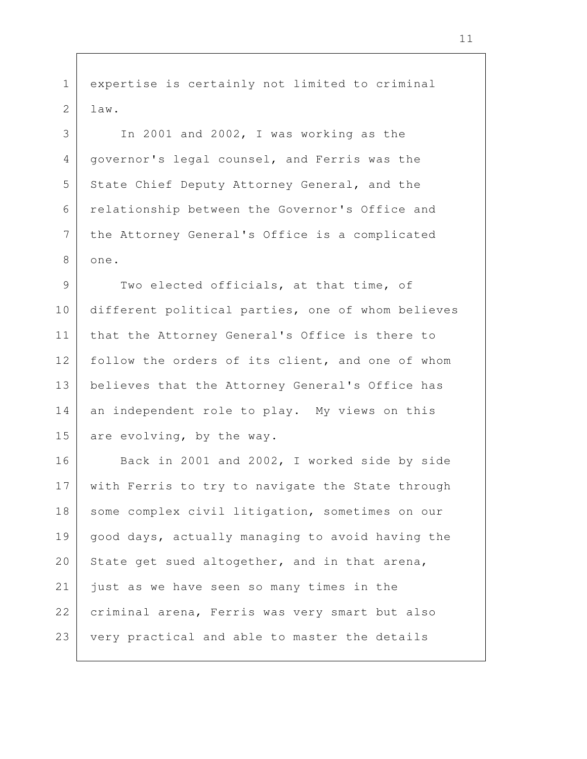expertise is certainly not limited to criminal law.

In 2001 and 2002, I was working as the governor's legal counsel, and Ferris was the State Chief Deputy Attorney General, and the relationship between the Governor's Office and the Attorney General's Office is a complicated one.

Two elected officials, at that time, of different political parties, one of whom believes that the Attorney General's Office is there to follow the orders of its client, and one of whom believes that the Attorney General's Office has an independent role to play. My views on this are evolving, by the way.

Back in 2001 and 2002, I worked side by side with Ferris to try to navigate the State through some complex civil litigation, sometimes on our good days, actually managing to avoid having the State get sued altogether, and in that arena, just as we have seen so many times in the criminal arena, Ferris was very smart but also very practical and able to master the details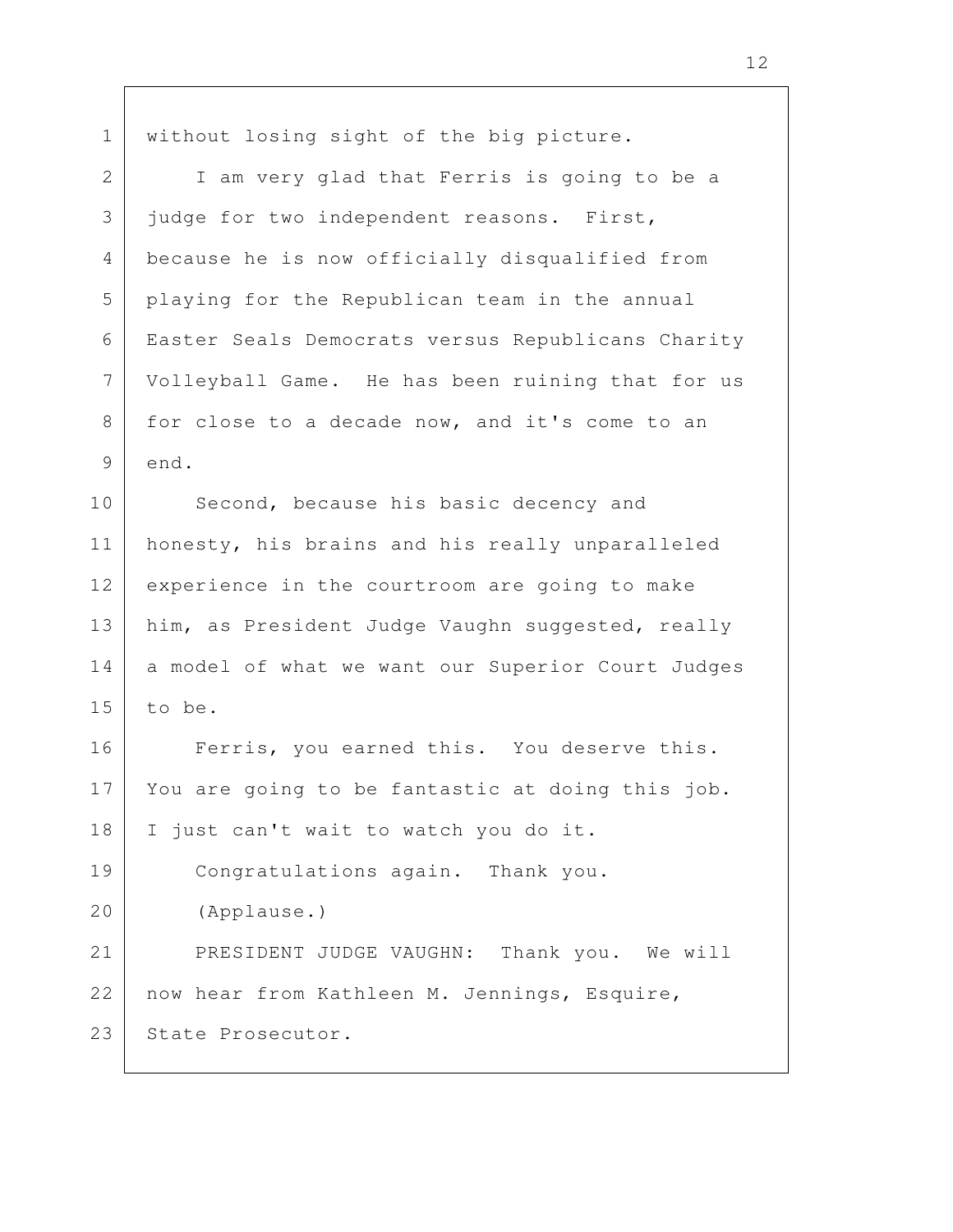without losing sight of the big picture.

I am very glad that Ferris is going to be a judge for two independent reasons. First, because he is now officially disqualified from playing for the Republican team in the annual Easter Seals Democrats versus Republicans Charity Volleyball Game. He has been ruining that for us for close to a decade now, and it's come to an end.

Second, because his basic decency and honesty, his brains and his really unparalleled experience in the courtroom are going to make him, as President Judge Vaughn suggested, really a model of what we want our Superior Court Judges to be.

Ferris, you earned this. You deserve this. You are going to be fantastic at doing this job. I just can't wait to watch you do it.

Congratulations again. Thank you.

(Applause.)

PRESIDENT JUDGE VAUGHN: Thank you. We will now hear from Kathleen M. Jennings, Esquire, State Prosecutor.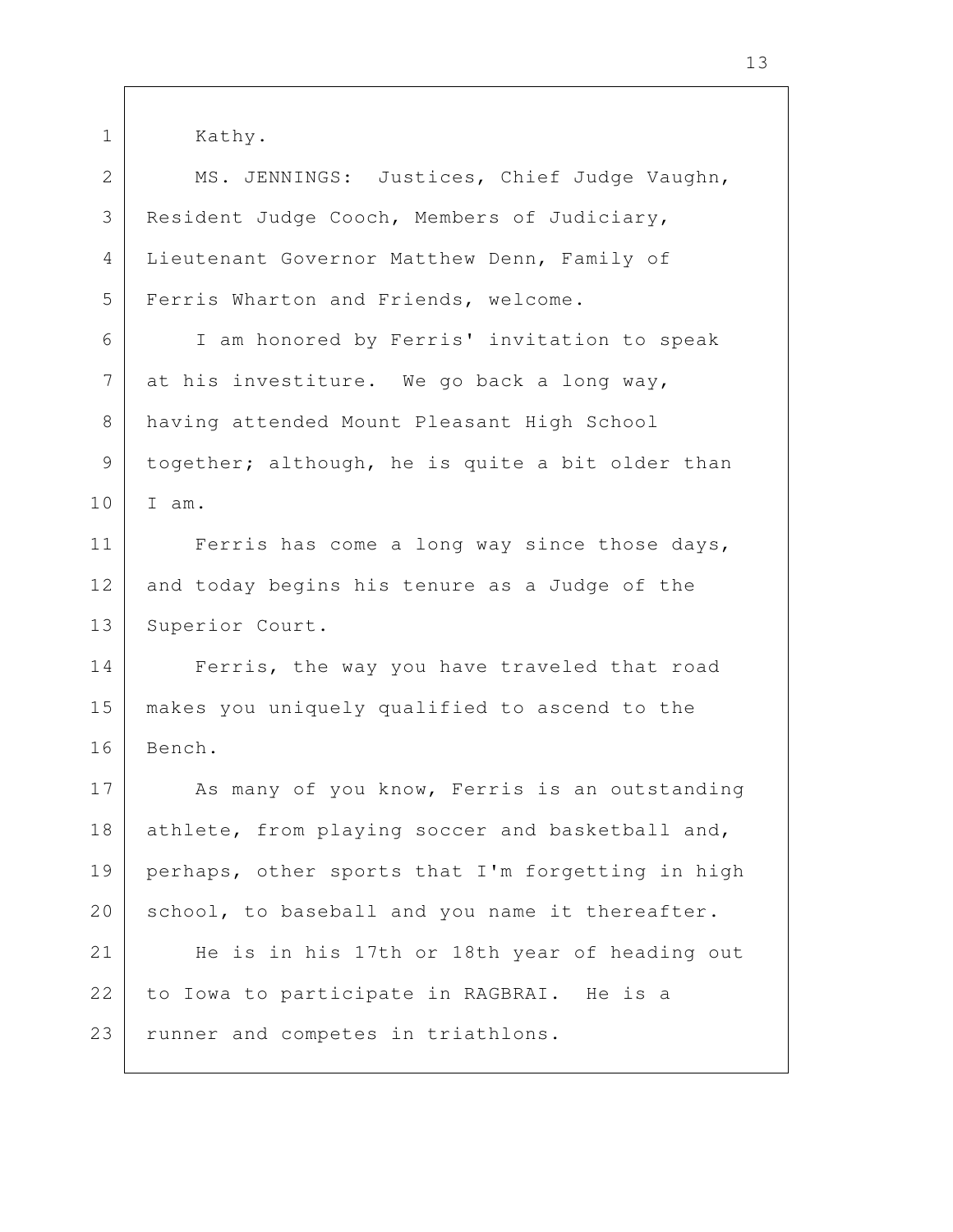Kathy.

MS. JENNINGS: Justices, Chief Judge Vaughn, Resident Judge Cooch, Members of Judiciary, Lieutenant Governor Matthew Denn, Family of Ferris Wharton and Friends, welcome.

I am honored by Ferris' invitation to speak at his investiture. We go back a long way, having attended Mount Pleasant High School together; although, he is quite a bit older than I am.

Ferris has come a long way since those days, and today begins his tenure as a Judge of the Superior Court.

Ferris, the way you have traveled that road makes you uniquely qualified to ascend to the Bench.

As many of you know, Ferris is an outstanding athlete, from playing soccer and basketball and, perhaps, other sports that I'm forgetting in high school, to baseball and you name it thereafter.

He is in his 17th or 18th year of heading out to Iowa to participate in RAGBRAI. He is a runner and competes in triathlons.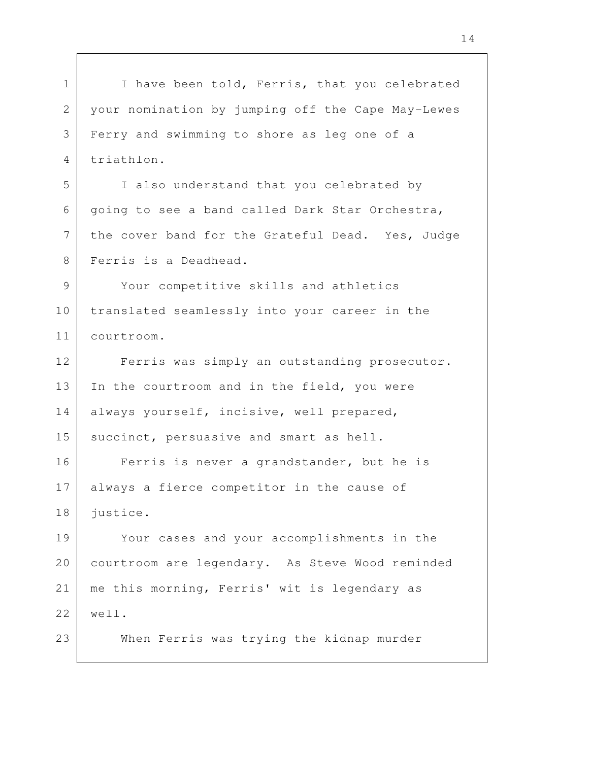I have been told, Ferris, that you celebrated your nomination by jumping off the Cape May-Lewes Ferry and swimming to shore as leg one of a triathlon.

I also understand that you celebrated by going to see a band called Dark Star Orchestra, the cover band for the Grateful Dead. Yes, Judge Ferris is a Deadhead.

Your competitive skills and athletics translated seamlessly into your career in the courtroom.

Ferris was simply an outstanding prosecutor. In the courtroom and in the field, you were always yourself, incisive, well prepared, succinct, persuasive and smart as hell.

Ferris is never a grandstander, but he is always a fierce competitor in the cause of justice.

Your cases and your accomplishments in the courtroom are legendary. As Steve Wood reminded me this morning, Ferris' wit is legendary as well.

When Ferris was trying the kidnap murder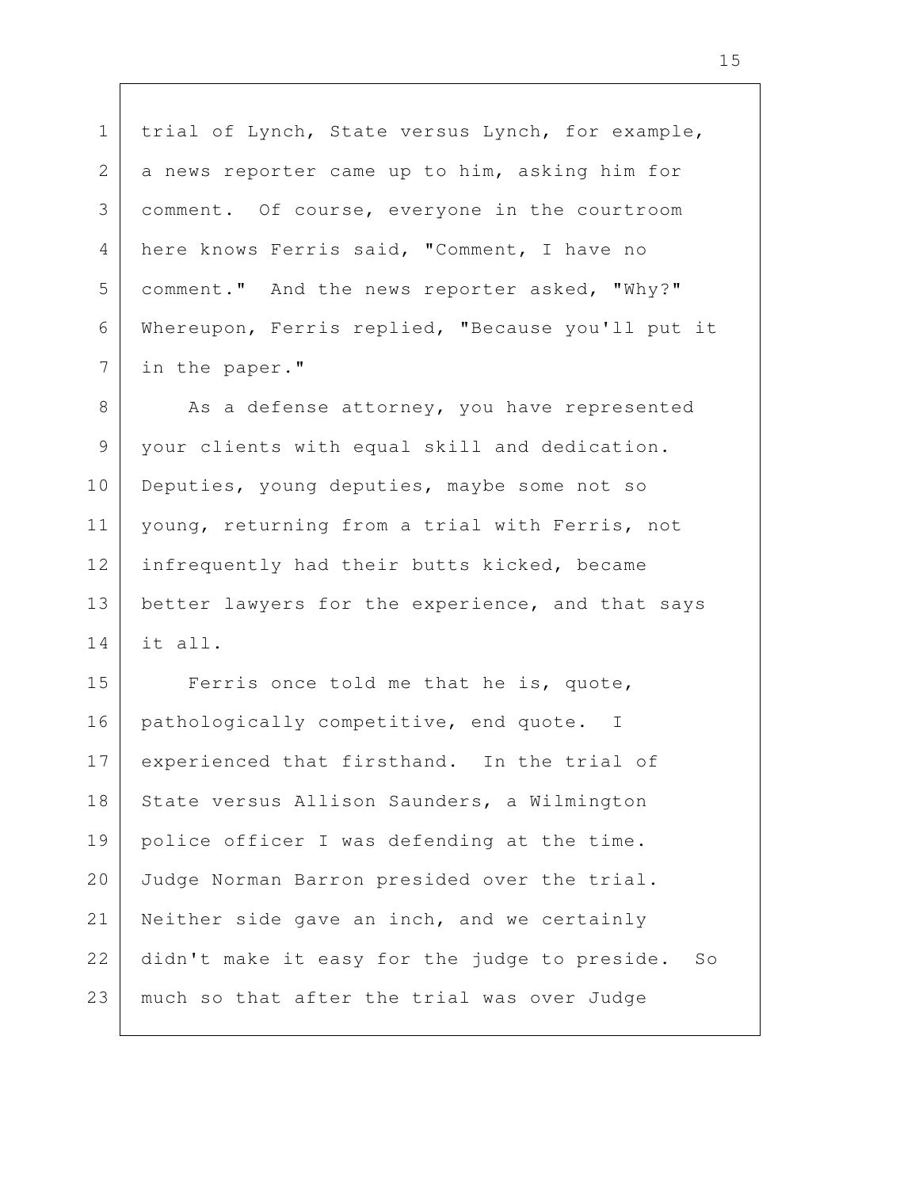trial of Lynch, State versus Lynch, for example, a news reporter came up to him, asking him for comment. Of course, everyone in the courtroom here knows Ferris said, "Comment, I have no comment." And the news reporter asked, "Why?" Whereupon, Ferris replied, "Because you'll put it in the paper."

As a defense attorney, you have represented your clients with equal skill and dedication. Deputies, young deputies, maybe some not so young, returning from a trial with Ferris, not infrequently had their butts kicked, became better lawyers for the experience, and that says it all.

Ferris once told me that he is, quote, pathologically competitive, end quote. I experienced that firsthand. In the trial of State versus Allison Saunders, a Wilmington police officer I was defending at the time. Judge Norman Barron presided over the trial. Neither side gave an inch, and we certainly didn't make it easy for the judge to preside. So much so that after the trial was over Judge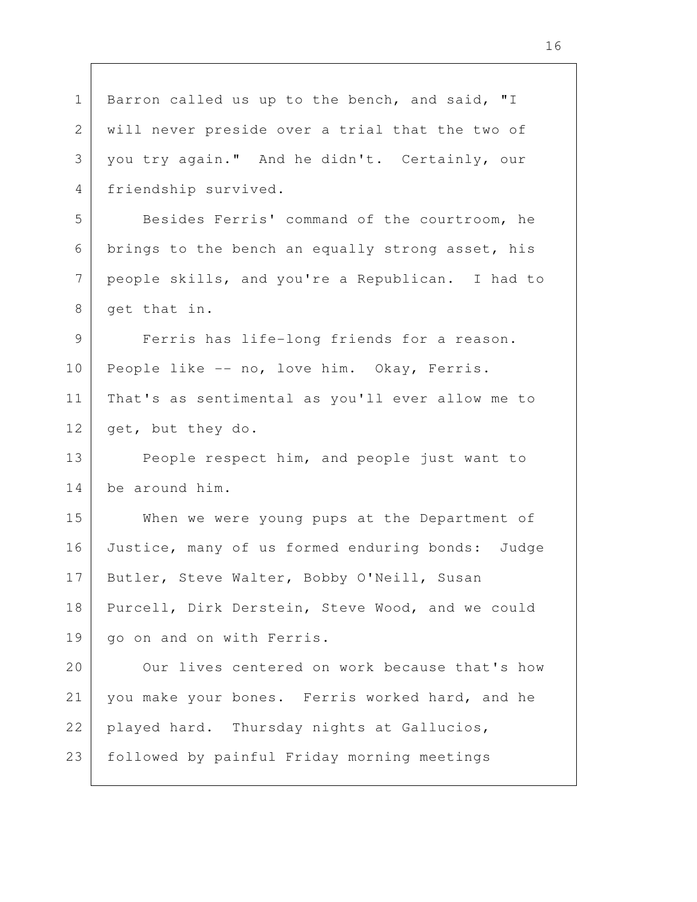Barron called us up to the bench, and said, "I will never preside over a trial that the two of you try again." And he didn't. Certainly, our friendship survived.

Besides Ferris' command of the courtroom, he brings to the bench an equally strong asset, his people skills, and you're a Republican. I had to get that in.

Ferris has life-long friends for a reason. People like -- no, love him. Okay, Ferris. That's as sentimental as you'll ever allow me to get, but they do.

People respect him, and people just want to be around him.

When we were young pups at the Department of Justice, many of us formed enduring bonds: Judge Butler, Steve Walter, Bobby O'Neill, Susan Purcell, Dirk Derstein, Steve Wood, and we could go on and on with Ferris.

Our lives centered on work because that's how you make your bones. Ferris worked hard, and he played hard. Thursday nights at Gallucios, followed by painful Friday morning meetings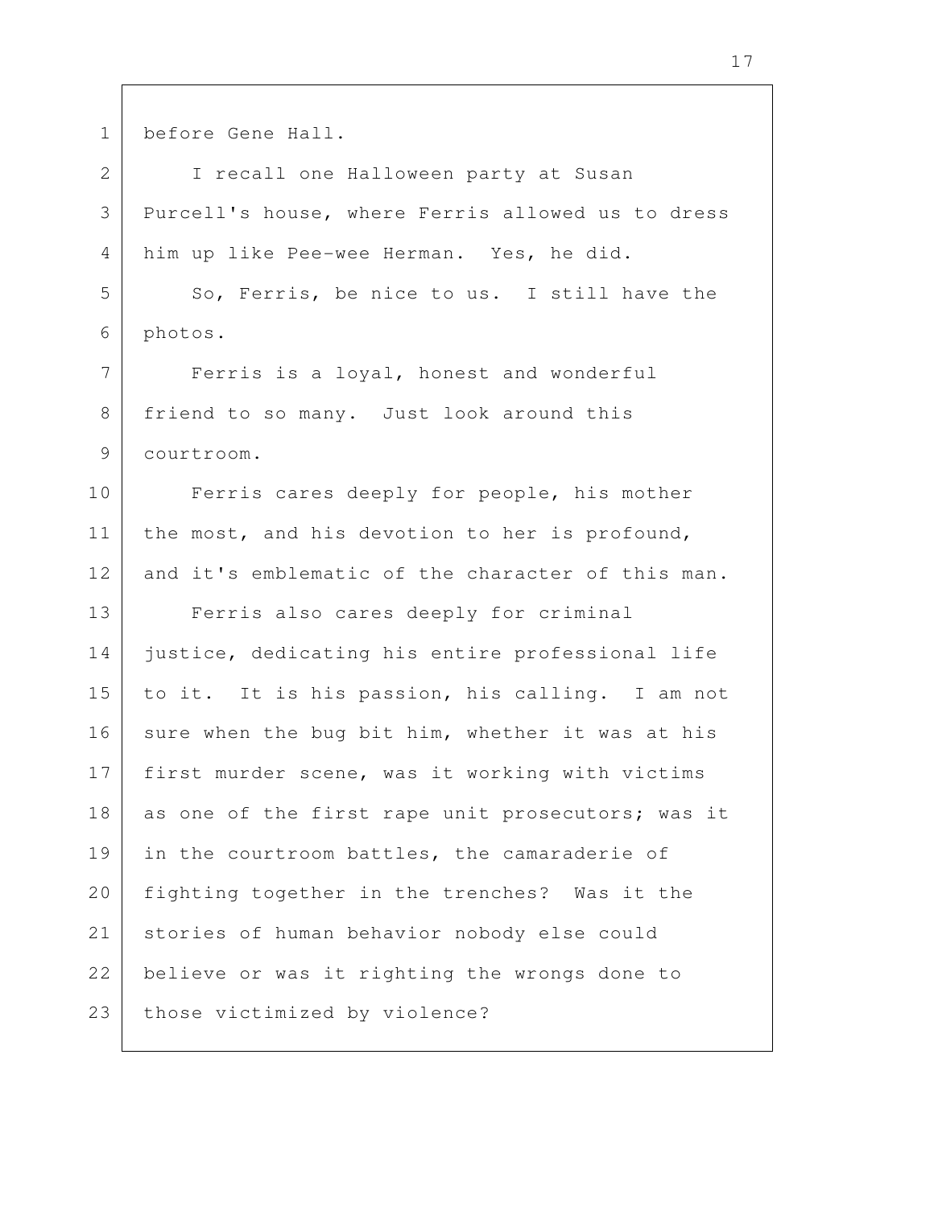before Gene Hall.

I recall one Halloween party at Susan Purcell's house, where Ferris allowed us to dress him up like Pee-wee Herman. Yes, he did.

So, Ferris, be nice to us. I still have the photos.

Ferris is a loyal, honest and wonderful friend to so many. Just look around this courtroom.

Ferris cares deeply for people, his mother the most, and his devotion to her is profound, and it's emblematic of the character of this man.

Ferris also cares deeply for criminal justice, dedicating his entire professional life to it. It is his passion, his calling. I am not sure when the bug bit him, whether it was at his first murder scene, was it working with victims as one of the first rape unit prosecutors; was it in the courtroom battles, the camaraderie of fighting together in the trenches? Was it the stories of human behavior nobody else could believe or was it righting the wrongs done to those victimized by violence?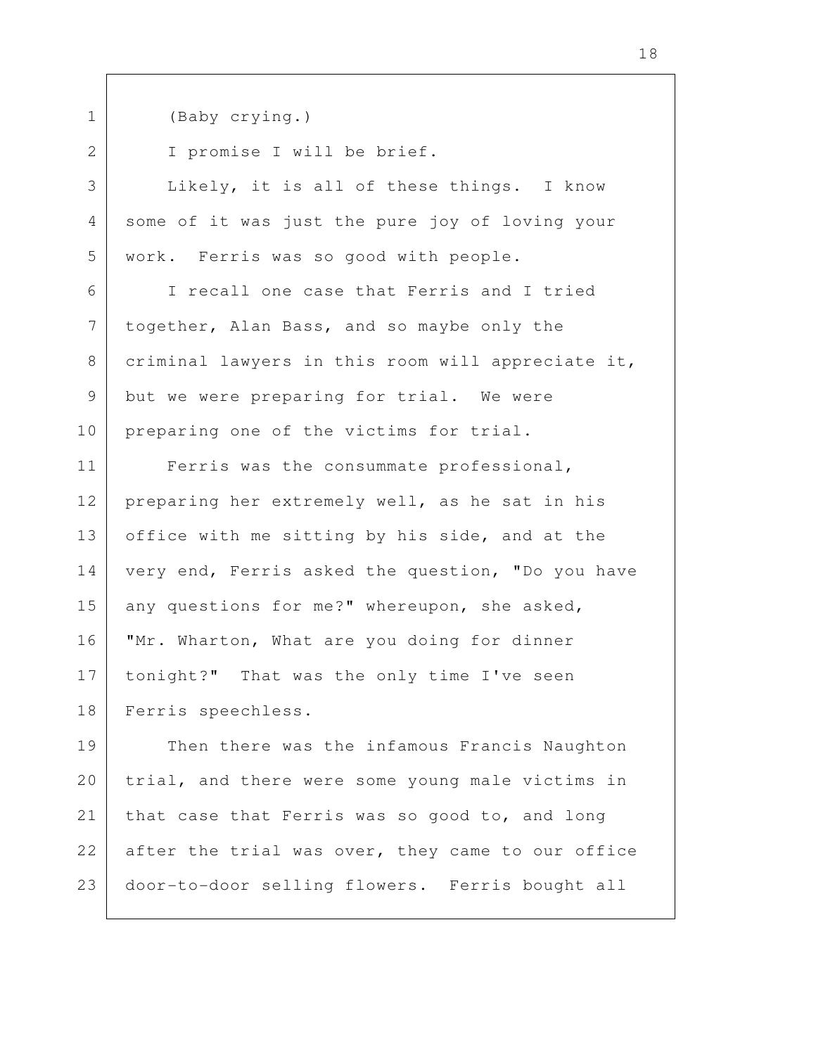(Baby crying.)

I promise I will be brief.

Likely, it is all of these things. I know some of it was just the pure joy of loving your work. Ferris was so good with people.

I recall one case that Ferris and I tried together, Alan Bass, and so maybe only the criminal lawyers in this room will appreciate it, but we were preparing for trial. We were preparing one of the victims for trial.

Ferris was the consummate professional, preparing her extremely well, as he sat in his office with me sitting by his side, and at the very end, Ferris asked the question, "Do you have any questions for me?" whereupon, she asked, "Mr. Wharton, What are you doing for dinner tonight?" That was the only time I've seen Ferris speechless.

Then there was the infamous Francis Naughton trial, and there were some young male victims in that case that Ferris was so good to, and long after the trial was over, they came to our office door-to-door selling flowers. Ferris bought all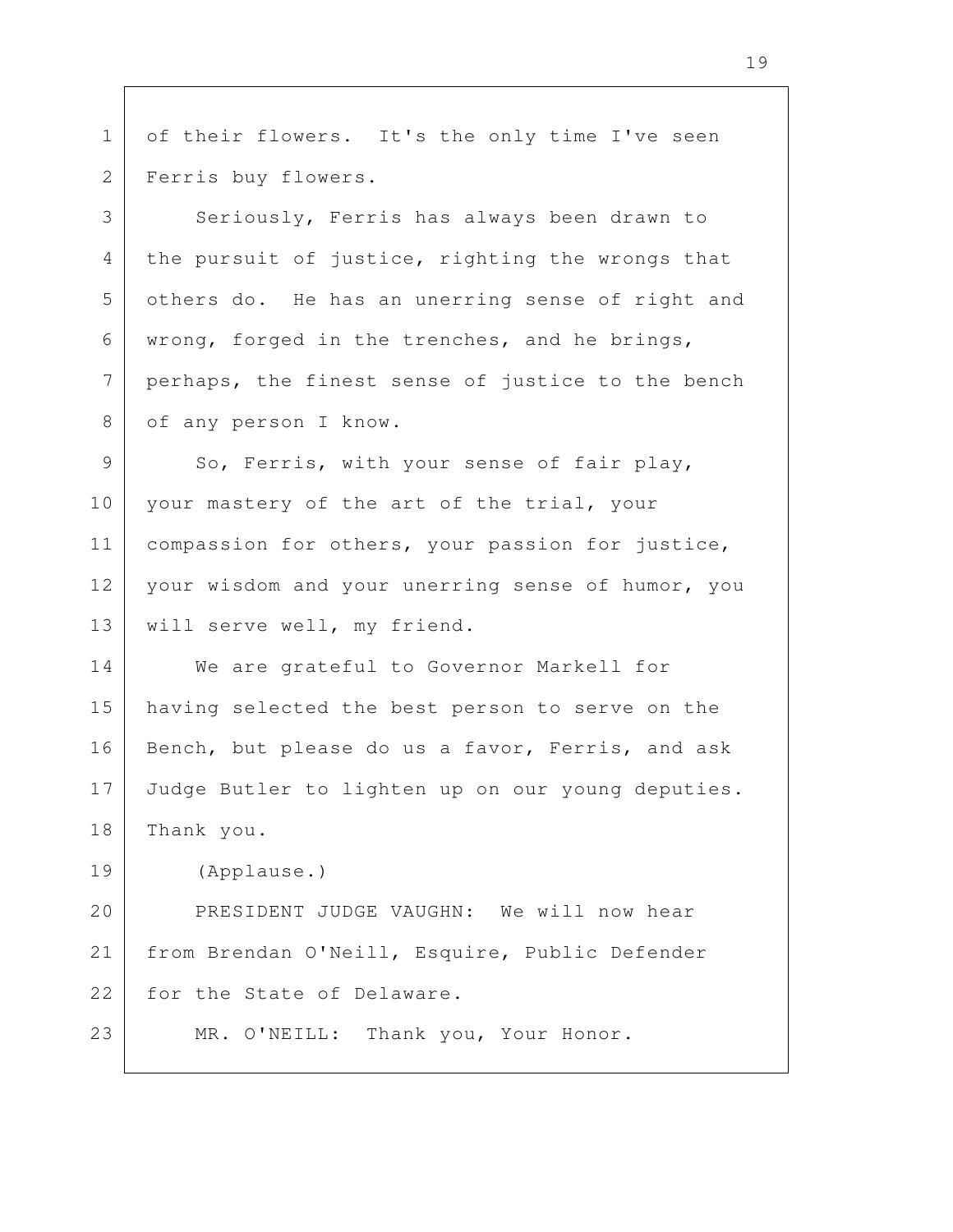of their flowers. It's the only time I've seen Ferris buy flowers.

Seriously, Ferris has always been drawn to the pursuit of justice, righting the wrongs that others do. He has an unerring sense of right and wrong, forged in the trenches, and he brings, perhaps, the finest sense of justice to the bench of any person I know.

So, Ferris, with your sense of fair play, your mastery of the art of the trial, your compassion for others, your passion for justice, your wisdom and your unerring sense of humor, you will serve well, my friend.

We are grateful to Governor Markell for having selected the best person to serve on the Bench, but please do us a favor, Ferris, and ask Judge Butler to lighten up on our young deputies. Thank you.

(Applause.)

PRESIDENT JUDGE VAUGHN: We will now hear from Brendan O'Neill, Esquire, Public Defender for the State of Delaware.

MR. O'NEILL: Thank you, Your Honor.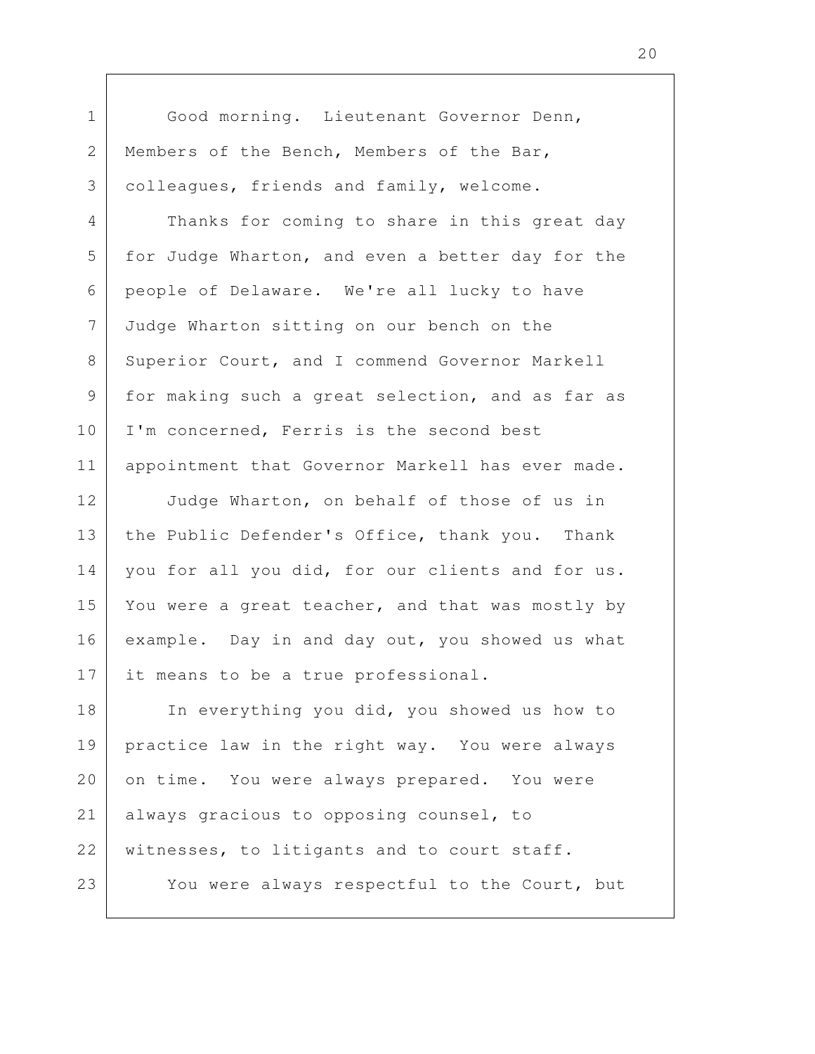Good morning. Lieutenant Governor Denn, Members of the Bench, Members of the Bar, colleagues, friends and family, welcome.

Thanks for coming to share in this great day for Judge Wharton, and even a better day for the people of Delaware. We're all lucky to have Judge Wharton sitting on our bench on the Superior Court, and I commend Governor Markell for making such a great selection, and as far as I'm concerned, Ferris is the second best appointment that Governor Markell has ever made.

Judge Wharton, on behalf of those of us in the Public Defender's Office, thank you. Thank you for all you did, for our clients and for us. You were a great teacher, and that was mostly by example. Day in and day out, you showed us what it means to be a true professional.

In everything you did, you showed us how to practice law in the right way. You were always on time. You were always prepared. You were always gracious to opposing counsel, to witnesses, to litigants and to court staff.

You were always respectful to the Court, but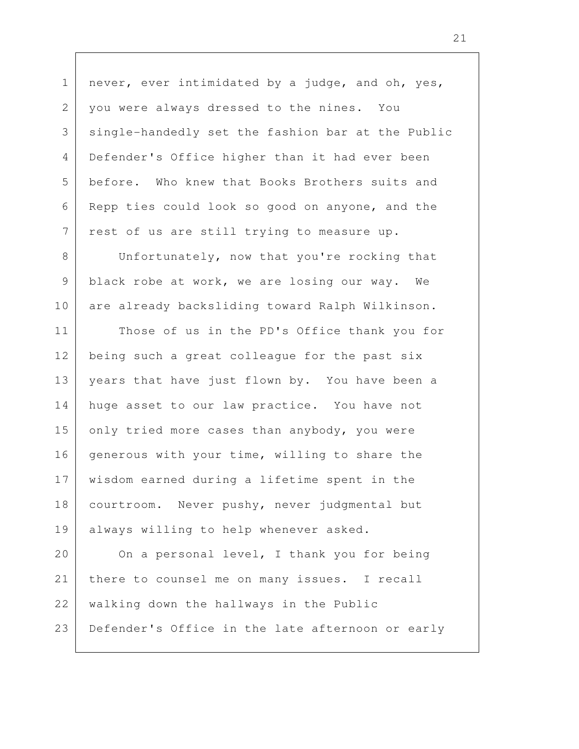never, ever intimidated by a judge, and oh, yes, you were always dressed to the nines. You single-handedly set the fashion bar at the Public Defender's Office higher than it had ever been before. Who knew that Books Brothers suits and Repp ties could look so good on anyone, and the rest of us are still trying to measure up.

Unfortunately, now that you're rocking that black robe at work, we are losing our way. We are already backsliding toward Ralph Wilkinson.

Those of us in the PD's Office thank you for being such a great colleague for the past six years that have just flown by. You have been a huge asset to our law practice. You have not only tried more cases than anybody, you were generous with your time, willing to share the wisdom earned during a lifetime spent in the courtroom. Never pushy, never judgmental but always willing to help whenever asked.

On a personal level, I thank you for being there to counsel me on many issues. I recall walking down the hallways in the Public Defender's Office in the late afternoon or early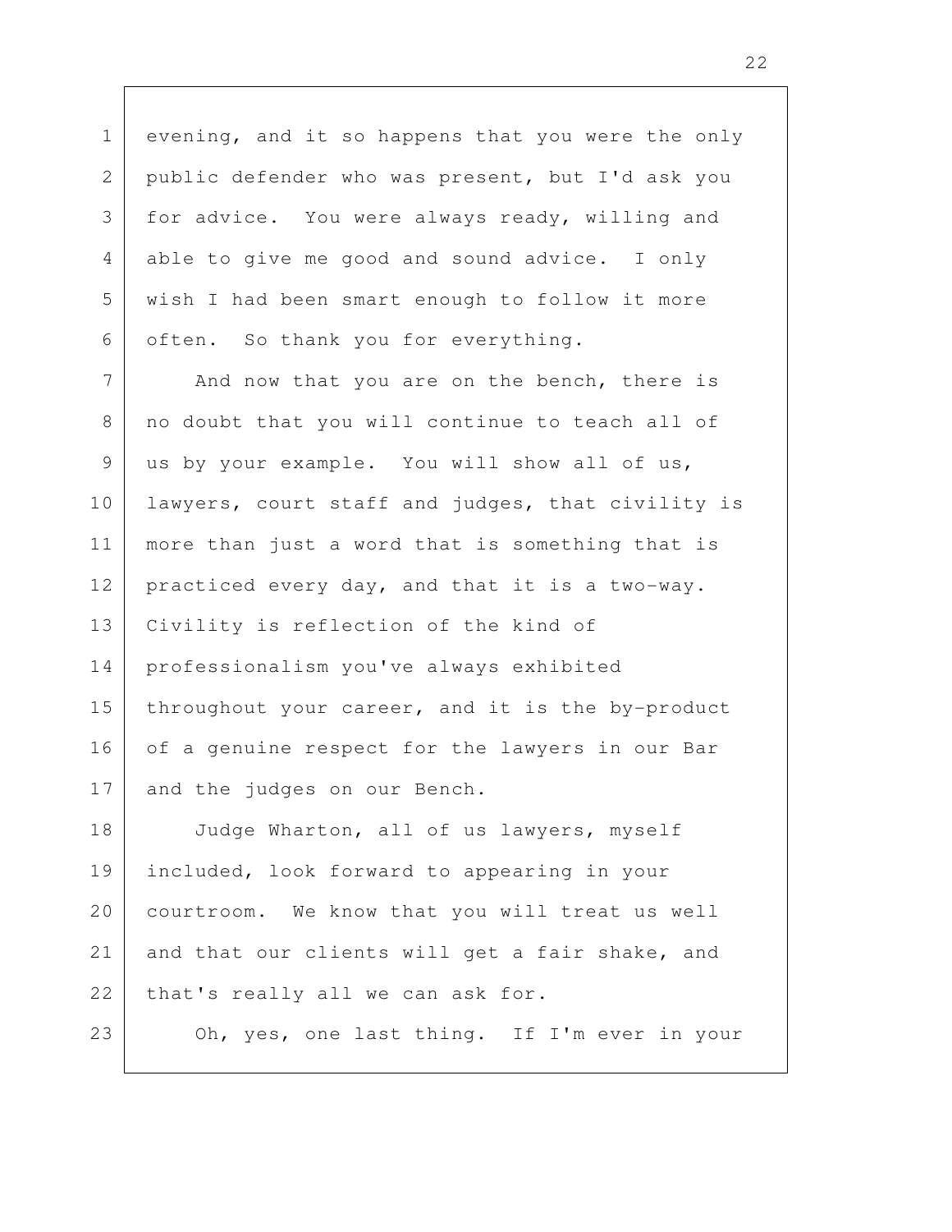evening, and it so happens that you were the only public defender who was present, but I'd ask you for advice. You were always ready, willing and able to give me good and sound advice. I only wish I had been smart enough to follow it more often. So thank you for everything.

And now that you are on the bench, there is no doubt that you will continue to teach all of us by your example. You will show all of us, lawyers, court staff and judges, that civility is more than just a word that is something that is practiced every day, and that it is a two-way. Civility is reflection of the kind of professionalism you've always exhibited throughout your career, and it is the by-product of a genuine respect for the lawyers in our Bar and the judges on our Bench.

Judge Wharton, all of us lawyers, myself included, look forward to appearing in your courtroom. We know that you will treat us well and that our clients will get a fair shake, and that's really all we can ask for.

Oh, yes, one last thing. If I'm ever in your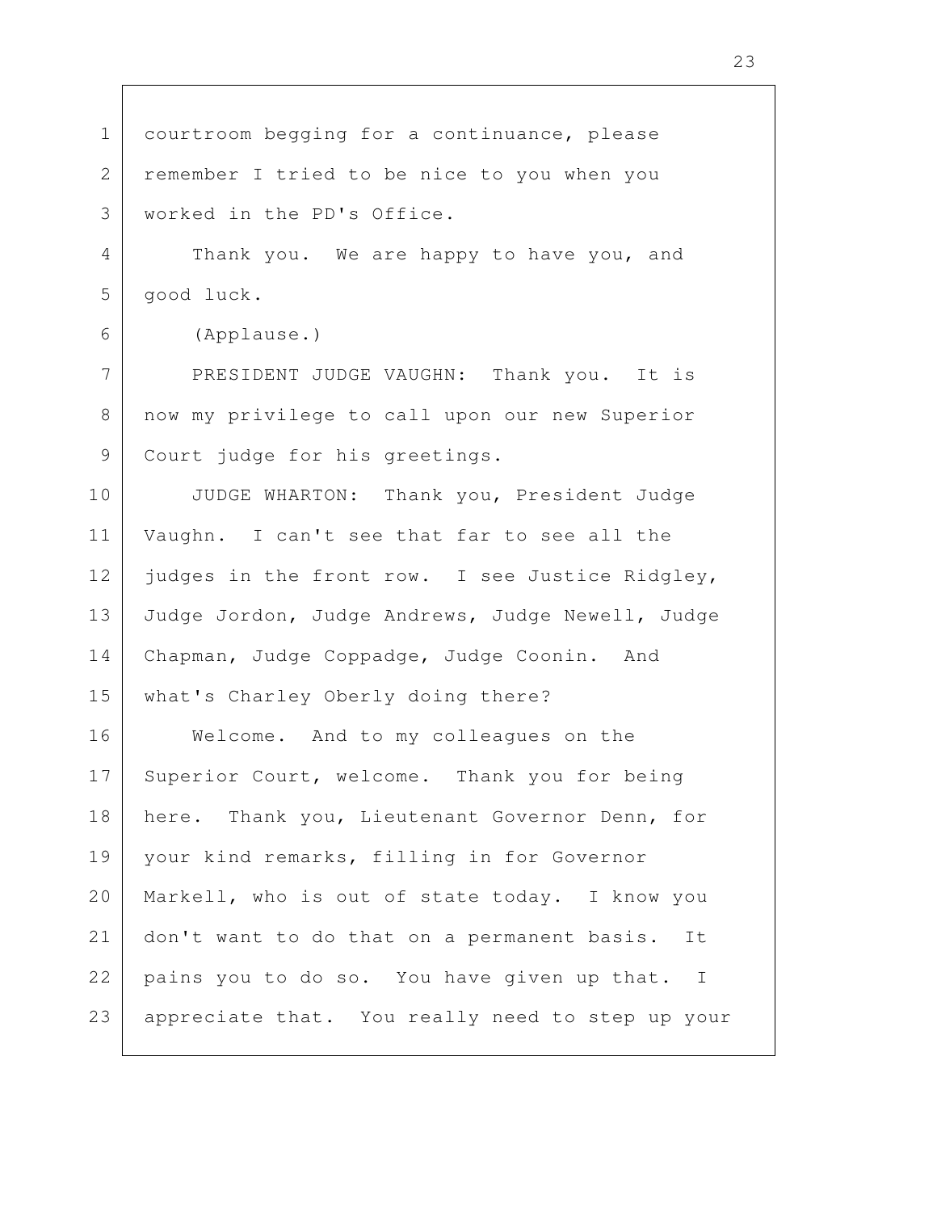courtroom begging for a continuance, please remember I tried to be nice to you when you worked in the PD's Office.

Thank you. We are happy to have you, and good luck.

(Applause.)

PRESIDENT JUDGE VAUGHN: Thank you. It is now my privilege to call upon our new Superior Court judge for his greetings.

JUDGE WHARTON: Thank you, President Judge Vaughn. I can't see that far to see all the judges in the front row. I see Justice Ridgley, Judge Jordon, Judge Andrews, Judge Newell, Judge Chapman, Judge Coppadge, Judge Coonin. And what's Charley Oberly doing there?

Welcome. And to my colleagues on the Superior Court, welcome. Thank you for being here. Thank you, Lieutenant Governor Denn, for your kind remarks, filling in for Governor Markell, who is out of state today. I know you don't want to do that on a permanent basis. It pains you to do so. You have given up that. I appreciate that. You really need to step up your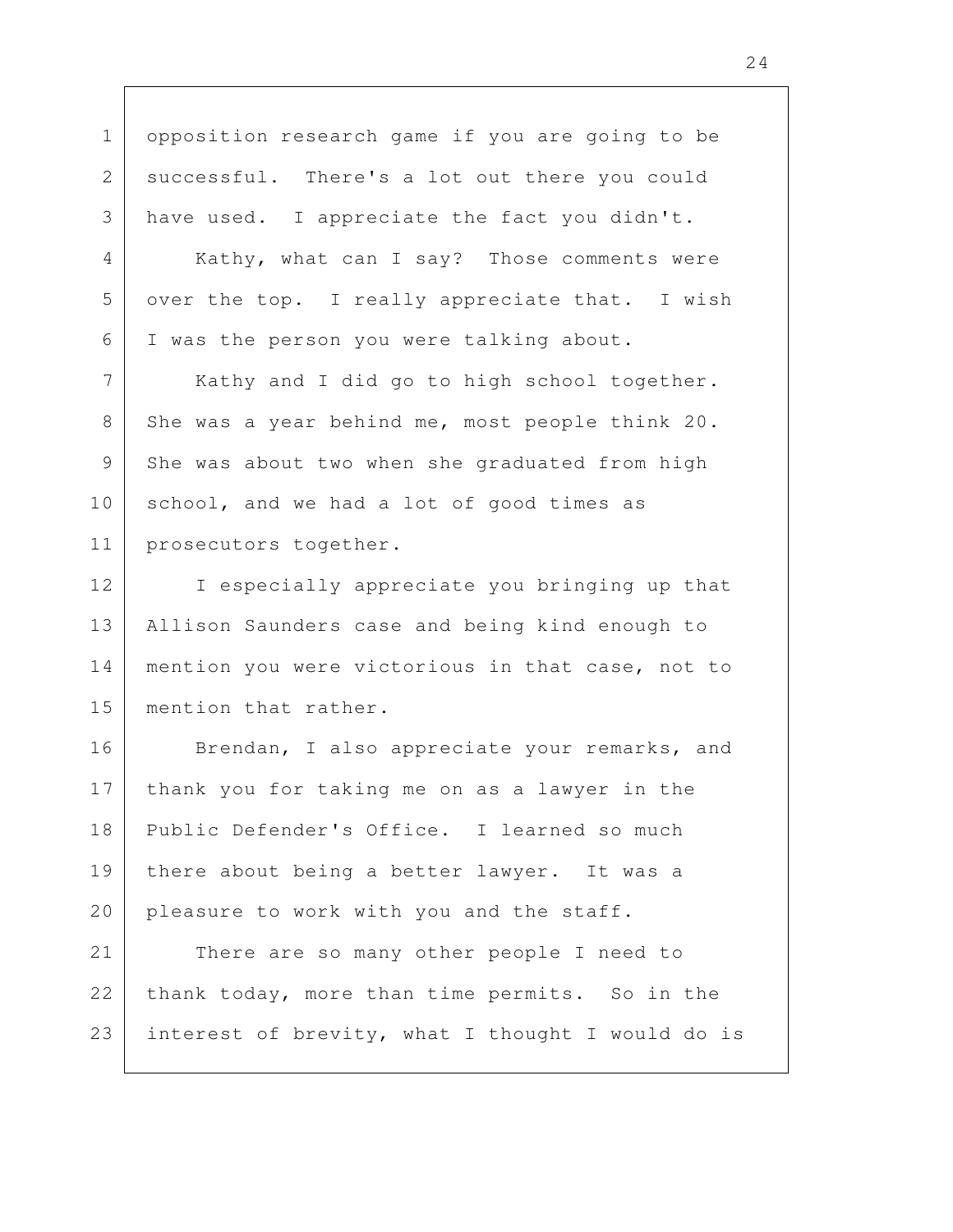opposition research game if you are going to be successful. There's a lot out there you could have used. I appreciate the fact you didn't.

Kathy, what can I say? Those comments were over the top. I really appreciate that. I wish I was the person you were talking about.

Kathy and I did go to high school together. She was a year behind me, most people think 20. She was about two when she graduated from high school, and we had a lot of good times as prosecutors together.

I especially appreciate you bringing up that Allison Saunders case and being kind enough to mention you were victorious in that case, not to mention that rather.

Brendan, I also appreciate your remarks, and thank you for taking me on as a lawyer in the Public Defender's Office. I learned so much there about being a better lawyer. It was a pleasure to work with you and the staff.

There are so many other people I need to thank today, more than time permits. So in the interest of brevity, what I thought I would do is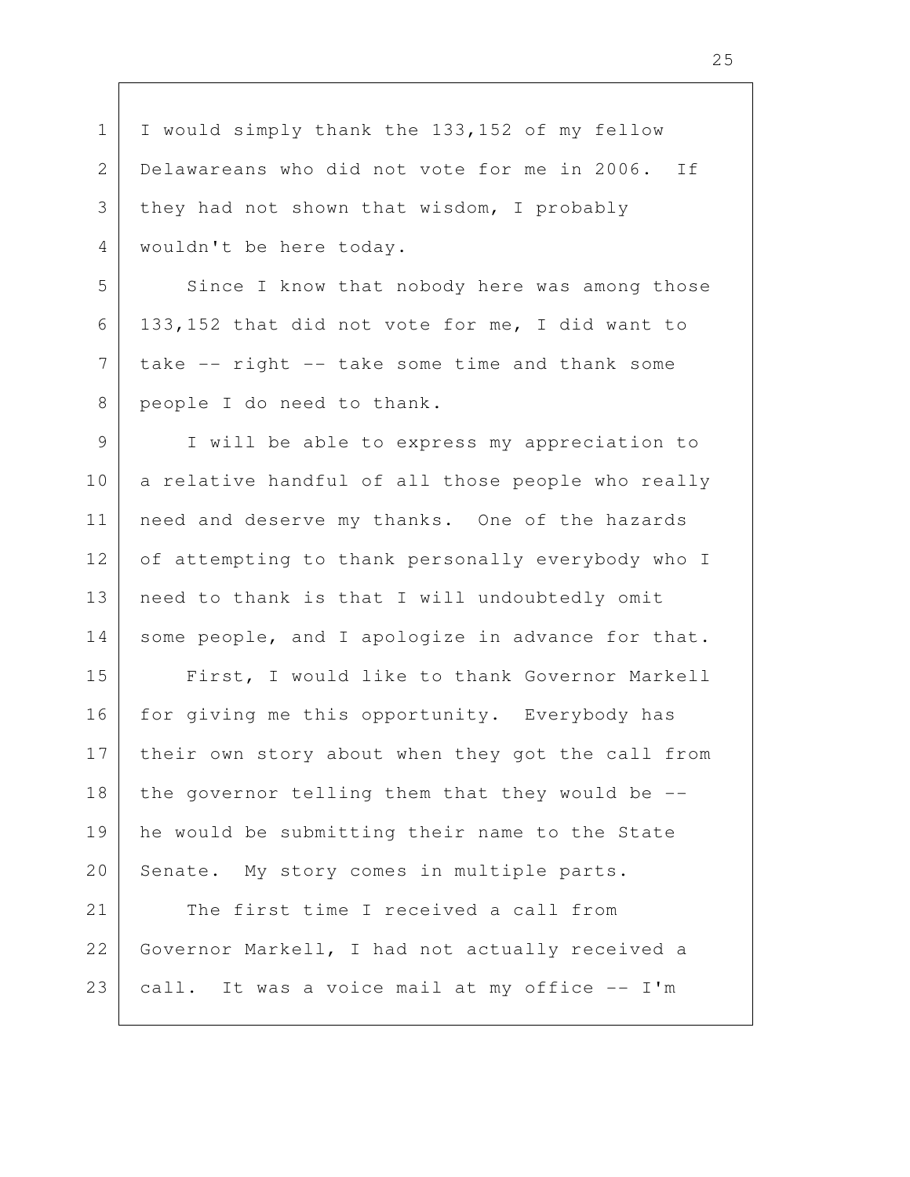I would simply thank the 133,152 of my fellow Delawareans who did not vote for me in 2006. If they had not shown that wisdom, I probably wouldn't be here today.

Since I know that nobody here was among those 133,152 that did not vote for me, I did want to take -- right -- take some time and thank some people I do need to thank.

I will be able to express my appreciation to a relative handful of all those people who really need and deserve my thanks. One of the hazards of attempting to thank personally everybody who I need to thank is that I will undoubtedly omit some people, and I apologize in advance for that.

First, I would like to thank Governor Markell for giving me this opportunity. Everybody has their own story about when they got the call from the governor telling them that they would be -- he would be submitting their name to the State Senate. My story comes in multiple parts.

The first time I received a call from Governor Markell, I had not actually received a call. It was a voice mail at my office -- I'm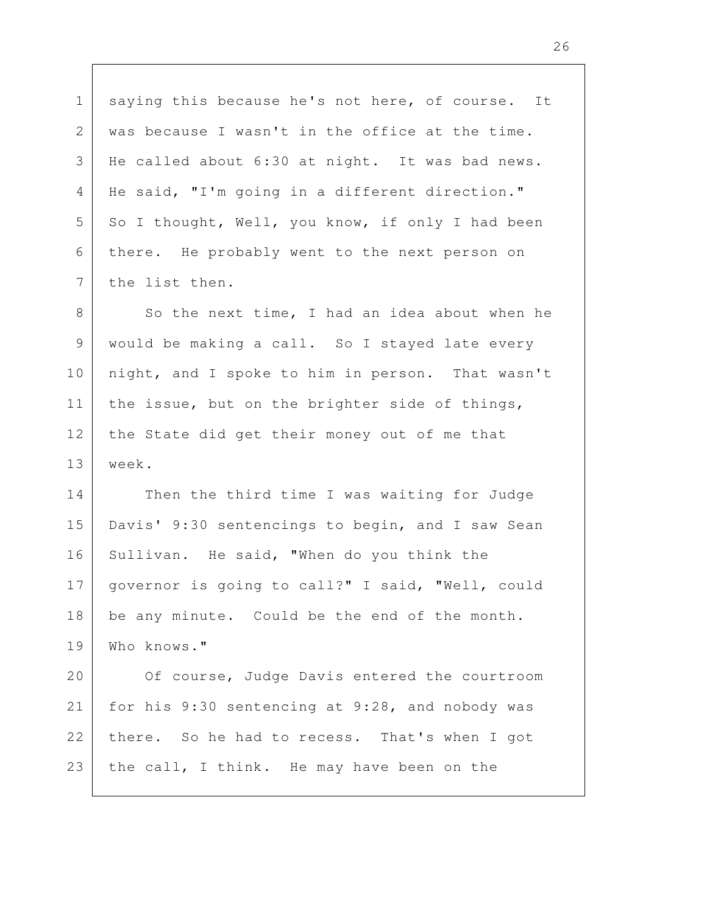saying this because he's not here, of course. It was because I wasn't in the office at the time. He called about 6:30 at night. It was bad news. He said, "I'm going in a different direction." So I thought, Well, you know, if only I had been there. He probably went to the next person on the list then.

So the next time, I had an idea about when he would be making a call. So I stayed late every night, and I spoke to him in person. That wasn't the issue, but on the brighter side of things, the State did get their money out of me that week.

Then the third time I was waiting for Judge Davis' 9:30 sentencings to begin, and I saw Sean Sullivan. He said, "When do you think the governor is going to call?" I said, "Well, could be any minute. Could be the end of the month. Who knows."

Of course, Judge Davis entered the courtroom for his 9:30 sentencing at 9:28, and nobody was there. So he had to recess. That's when I got the call, I think. He may have been on the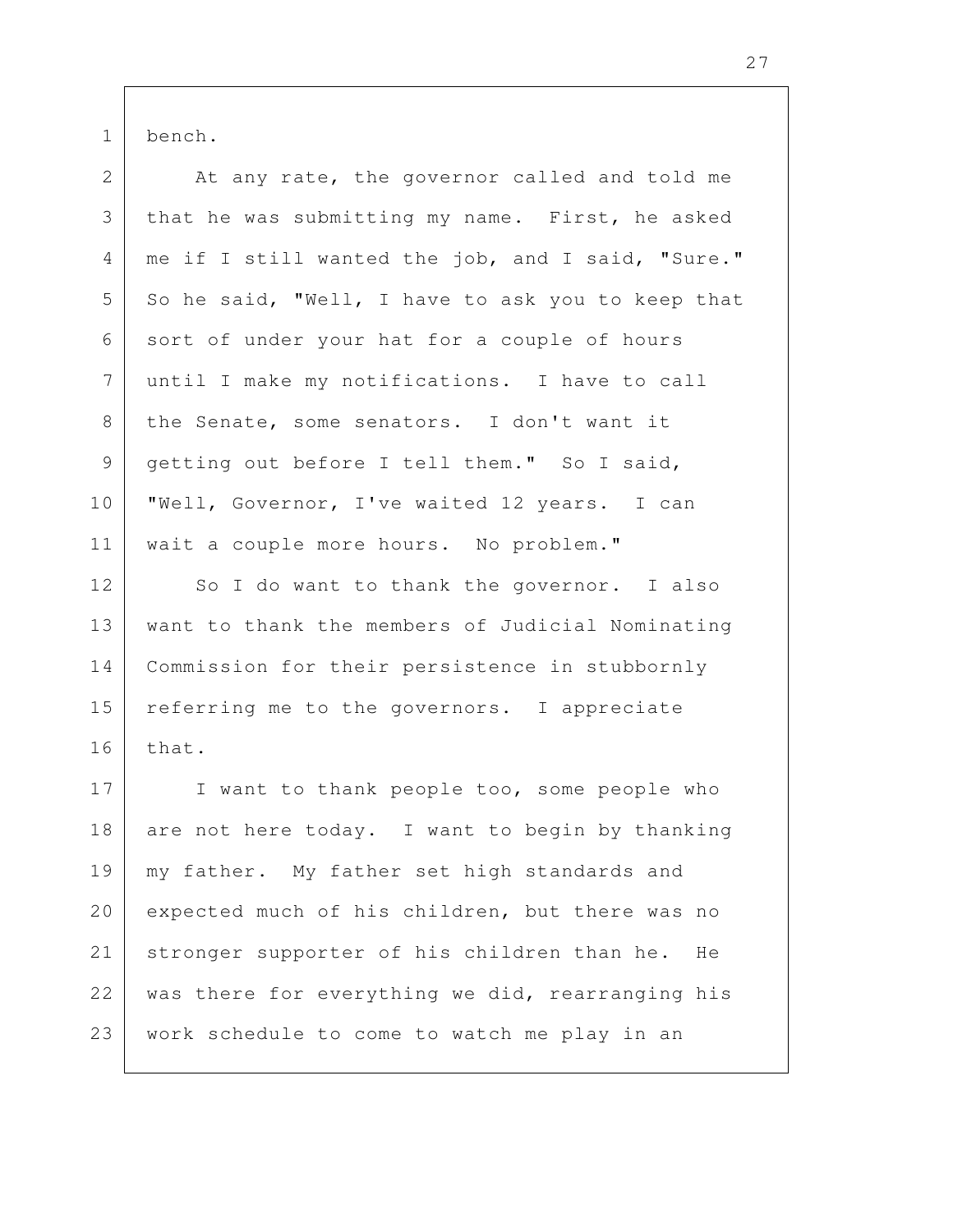bench.

At any rate, the governor called and told me that he was submitting my name. First, he asked me if I still wanted the job, and I said, "Sure." So he said, "Well, I have to ask you to keep that sort of under your hat for a couple of hours until I make my notifications. I have to call the Senate, some senators. I don't want it getting out before I tell them." So I said, "Well, Governor, I've waited 12 years. I can wait a couple more hours. No problem."

So I do want to thank the governor. I also want to thank the members of Judicial Nominating Commission for their persistence in stubbornly referring me to the governors. I appreciate that.

I want to thank people too, some people who are not here today. I want to begin by thanking my father. My father set high standards and expected much of his children, but there was no stronger supporter of his children than he. He was there for everything we did, rearranging his work schedule to come to watch me play in an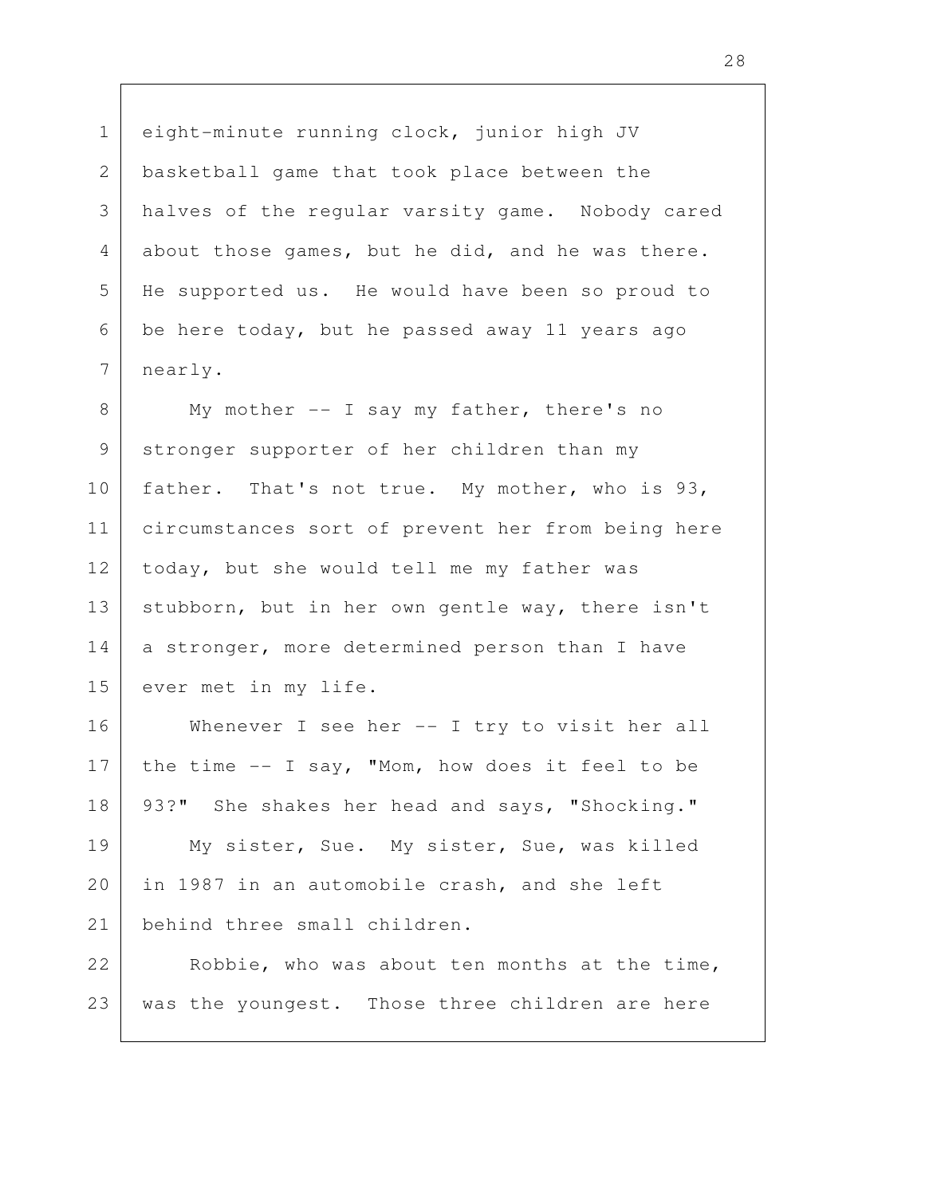eight-minute running clock, junior high JV basketball game that took place between the halves of the regular varsity game. Nobody cared about those games, but he did, and he was there. He supported us. He would have been so proud to be here today, but he passed away 11 years ago nearly.

My mother -- I say my father, there's no stronger supporter of her children than my father. That's not true. My mother, who is 93, circumstances sort of prevent her from being here today, but she would tell me my father was stubborn, but in her own gentle way, there isn't a stronger, more determined person than I have ever met in my life.

Whenever I see her -- I try to visit her all the time -- I say, "Mom, how does it feel to be 93?" She shakes her head and says, "Shocking."

My sister, Sue. My sister, Sue, was killed in 1987 in an automobile crash, and she left behind three small children.

Robbie, who was about ten months at the time, was the youngest. Those three children are here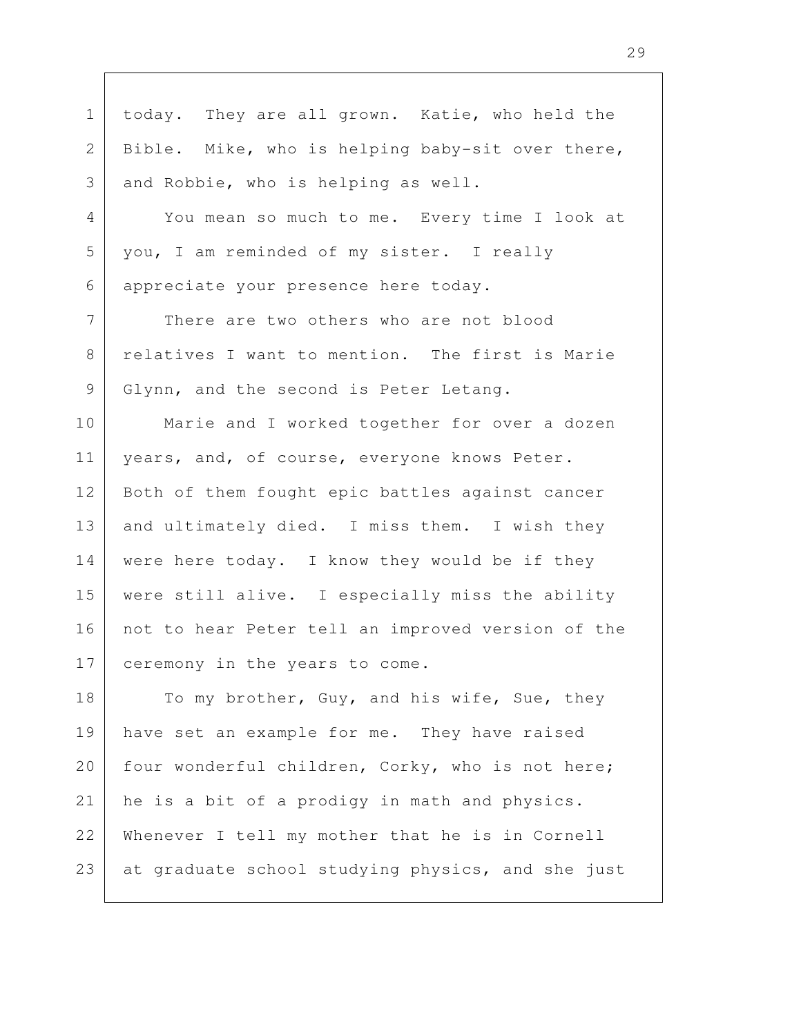today. They are all grown. Katie, who held the Bible. Mike, who is helping baby-sit over there, and Robbie, who is helping as well.

You mean so much to me. Every time I look at you, I am reminded of my sister. I really appreciate your presence here today.

There are two others who are not blood relatives I want to mention. The first is Marie Glynn, and the second is Peter Letang.

Marie and I worked together for over a dozen years, and, of course, everyone knows Peter. Both of them fought epic battles against cancer and ultimately died. I miss them. I wish they were here today. I know they would be if they were still alive. I especially miss the ability not to hear Peter tell an improved version of the ceremony in the years to come.

To my brother, Guy, and his wife, Sue, they have set an example for me. They have raised four wonderful children, Corky, who is not here; he is a bit of a prodigy in math and physics. Whenever I tell my mother that he is in Cornell at graduate school studying physics, and she just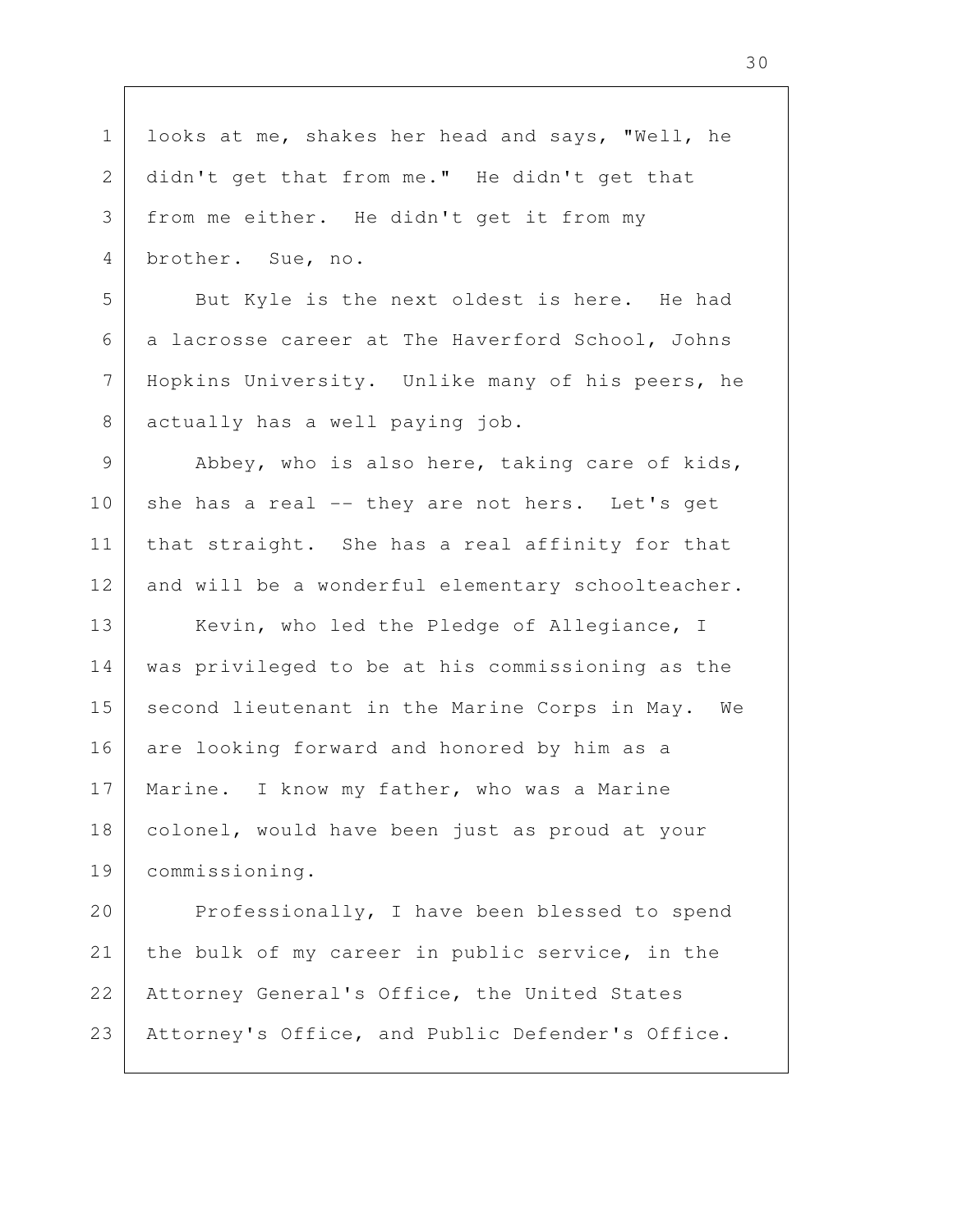looks at me, shakes her head and says, "Well, he didn't get that from me." He didn't get that from me either. He didn't get it from my brother. Sue, no.

But Kyle is the next oldest is here. He had a lacrosse career at The Haverford School, Johns Hopkins University. Unlike many of his peers, he actually has a well paying job.

Abbey, who is also here, taking care of kids, she has a real -- they are not hers. Let's get that straight. She has a real affinity for that and will be a wonderful elementary schoolteacher.

Kevin, who led the Pledge of Allegiance, I was privileged to be at his commissioning as the second lieutenant in the Marine Corps in May. We are looking forward and honored by him as a Marine. I know my father, who was a Marine colonel, would have been just as proud at your commissioning.

Professionally, I have been blessed to spend the bulk of my career in public service, in the Attorney General's Office, the United States Attorney's Office, and Public Defender's Office.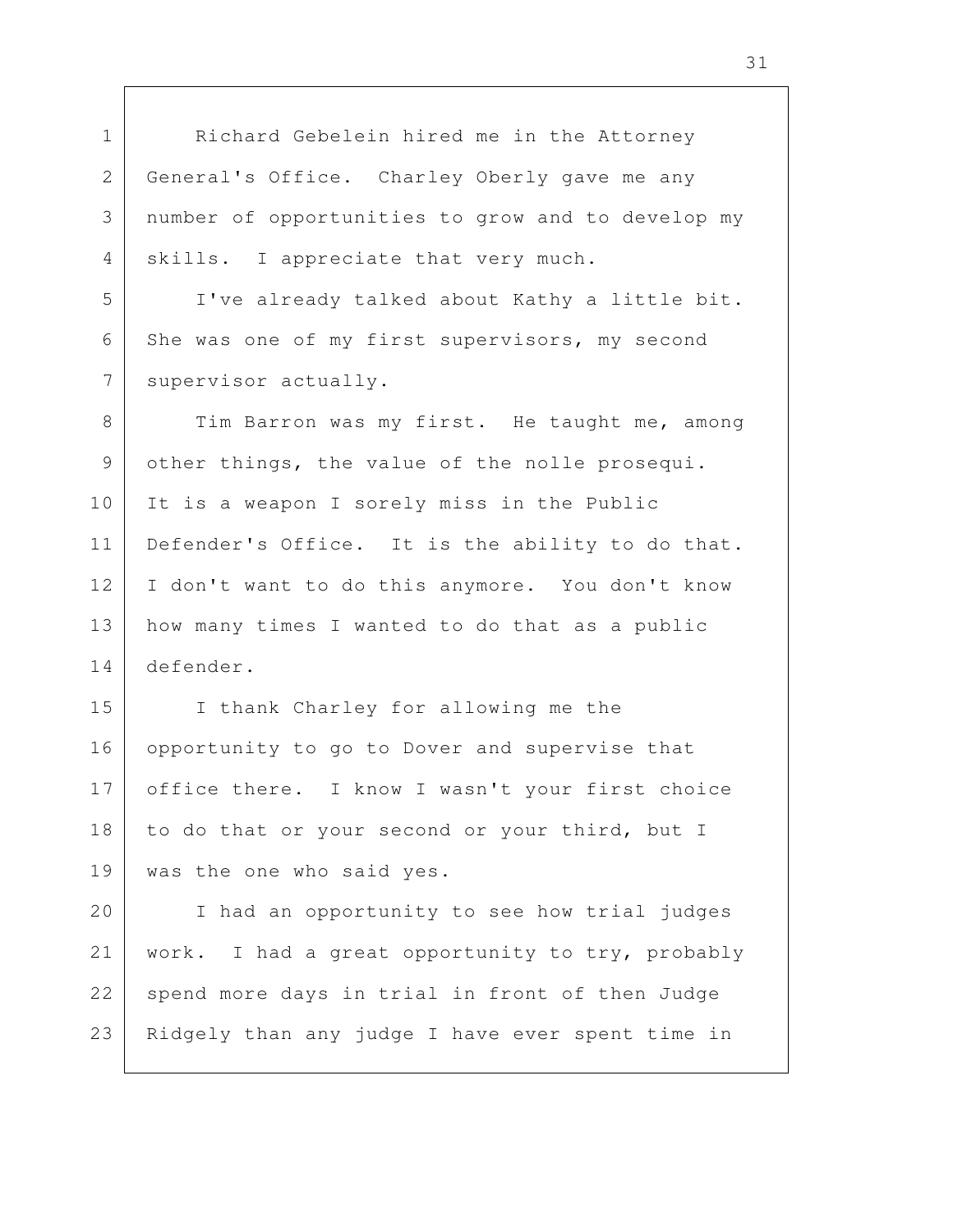Richard Gebelein hired me in the Attorney General's Office. Charley Oberly gave me any number of opportunities to grow and to develop my skills. I appreciate that very much.

I've already talked about Kathy a little bit. She was one of my first supervisors, my second supervisor actually.

Tim Barron was my first. He taught me, among other things, the value of the nolle prosequi. It is a weapon I sorely miss in the Public Defender's Office. It is the ability to do that. I don't want to do this anymore. You don't know how many times I wanted to do that as a public defender.

I thank Charley for allowing me the opportunity to go to Dover and supervise that office there. I know I wasn't your first choice to do that or your second or your third, but I was the one who said yes.

I had an opportunity to see how trial judges work. I had a great opportunity to try, probably spend more days in trial in front of then Judge Ridgely than any judge I have ever spent time in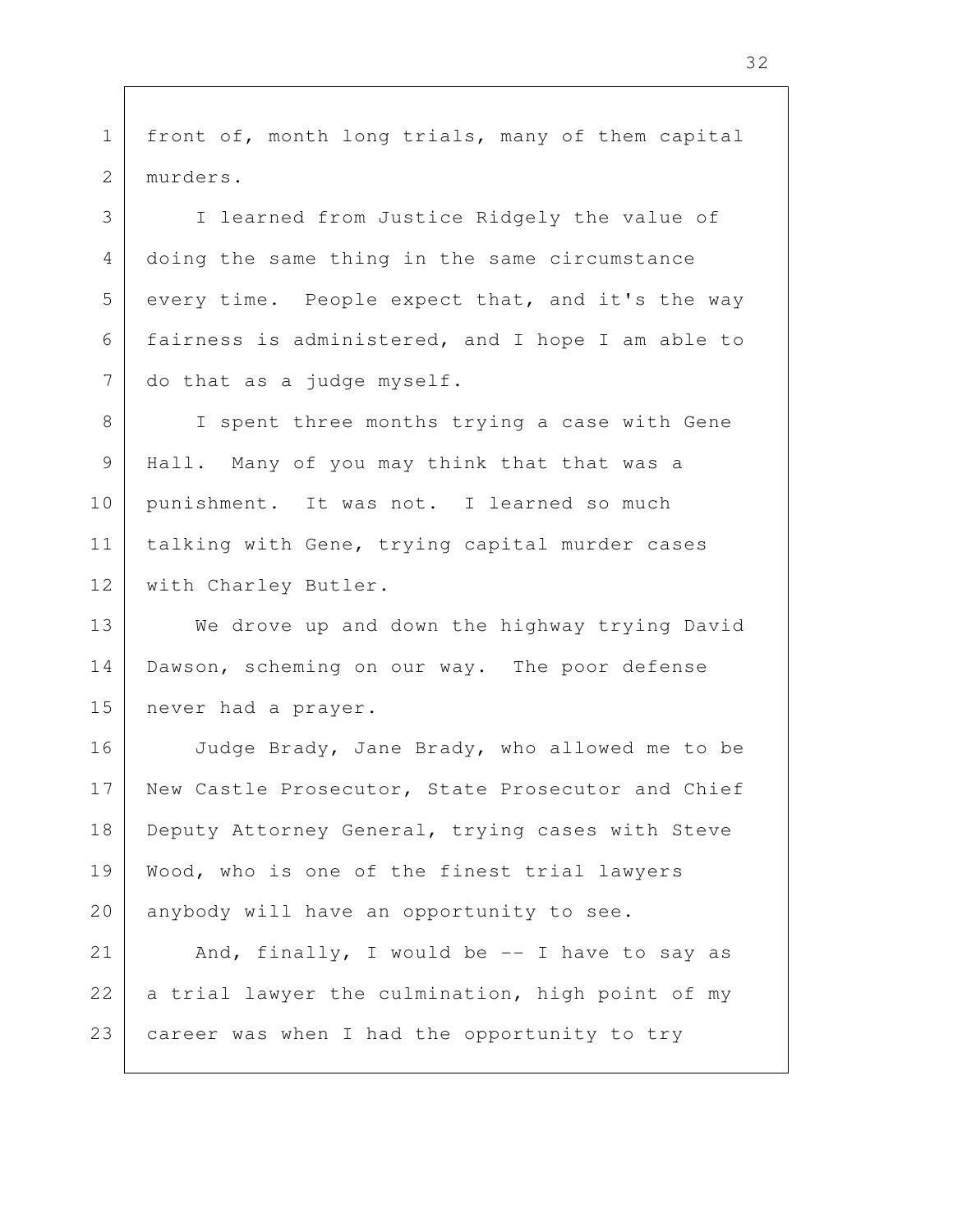front of, month long trials, many of them capital murders.

I learned from Justice Ridgely the value of doing the same thing in the same circumstance every time. People expect that, and it's the way fairness is administered, and I hope I am able to do that as a judge myself.

I spent three months trying a case with Gene Hall. Many of you may think that that was a punishment. It was not. I learned so much talking with Gene, trying capital murder cases with Charley Butler.

We drove up and down the highway trying David Dawson, scheming on our way. The poor defense never had a prayer.

Judge Brady, Jane Brady, who allowed me to be New Castle Prosecutor, State Prosecutor and Chief Deputy Attorney General, trying cases with Steve Wood, who is one of the finest trial lawyers anybody will have an opportunity to see.

And, finally, I would be -- I have to say as a trial lawyer the culmination, high point of my career was when I had the opportunity to try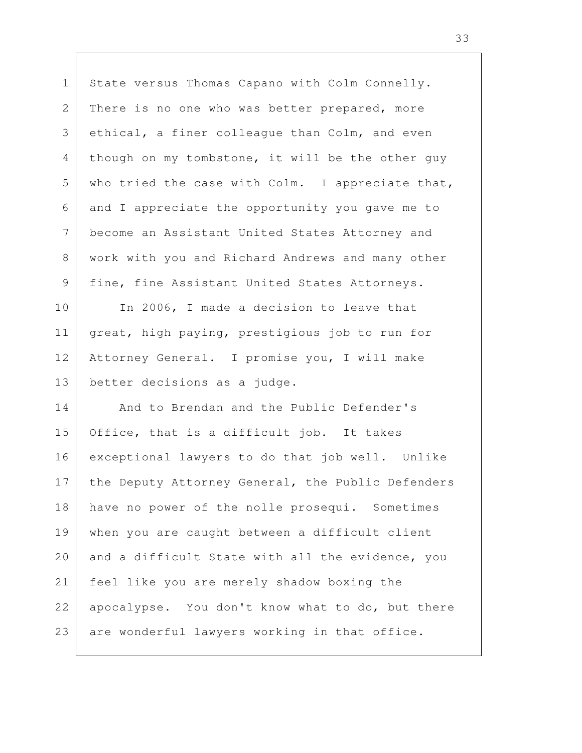State versus Thomas Capano with Colm Connelly. There is no one who was better prepared, more ethical, a finer colleague than Colm, and even though on my tombstone, it will be the other guy who tried the case with Colm. I appreciate that, and I appreciate the opportunity you gave me to become an Assistant United States Attorney and work with you and Richard Andrews and many other fine, fine Assistant United States Attorneys.

In 2006, I made a decision to leave that great, high paying, prestigious job to run for Attorney General. I promise you, I will make better decisions as a judge.

And to Brendan and the Public Defender's Office, that is a difficult job. It takes exceptional lawyers to do that job well. Unlike the Deputy Attorney General, the Public Defenders have no power of the nolle prosequi. Sometimes when you are caught between a difficult client and a difficult State with all the evidence, you feel like you are merely shadow boxing the apocalypse. You don't know what to do, but there are wonderful lawyers working in that office.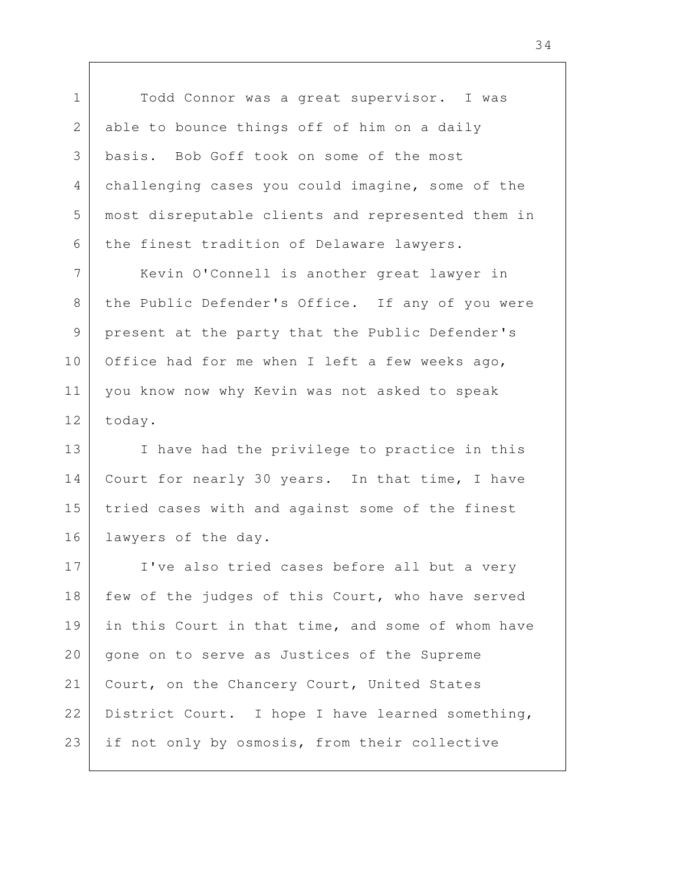Todd Connor was a great supervisor. I was able to bounce things off of him on a daily basis. Bob Goff took on some of the most challenging cases you could imagine, some of the most disreputable clients and represented them in the finest tradition of Delaware lawyers.

Kevin O'Connell is another great lawyer in the Public Defender's Office. If any of you were present at the party that the Public Defender's Office had for me when I left a few weeks ago, you know now why Kevin was not asked to speak today.

I have had the privilege to practice in this Court for nearly 30 years. In that time, I have tried cases with and against some of the finest lawyers of the day.

I've also tried cases before all but a very few of the judges of this Court, who have served in this Court in that time, and some of whom have gone on to serve as Justices of the Supreme Court, on the Chancery Court, United States District Court. I hope I have learned something, if not only by osmosis, from their collective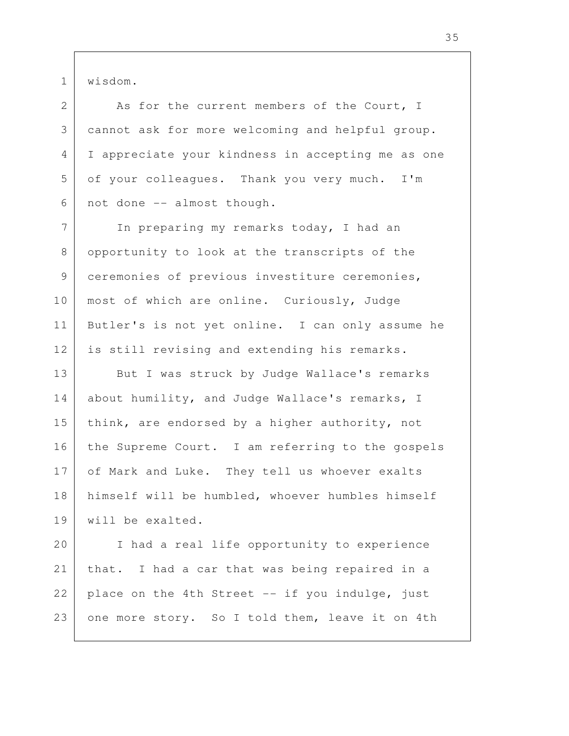wisdom.

As for the current members of the Court, I cannot ask for more welcoming and helpful group. I appreciate your kindness in accepting me as one of your colleagues. Thank you very much. I'm not done -- almost though.

In preparing my remarks today, I had an opportunity to look at the transcripts of the ceremonies of previous investiture ceremonies, most of which are online. Curiously, Judge Butler's is not yet online. I can only assume he is still revising and extending his remarks.

But I was struck by Judge Wallace's remarks about humility, and Judge Wallace's remarks, I think, are endorsed by a higher authority, not the Supreme Court. I am referring to the gospels of Mark and Luke. They tell us whoever exalts himself will be humbled, whoever humbles himself will be exalted.

I had a real life opportunity to experience that. I had a car that was being repaired in a place on the 4th Street -- if you indulge, just one more story. So I told them, leave it on 4th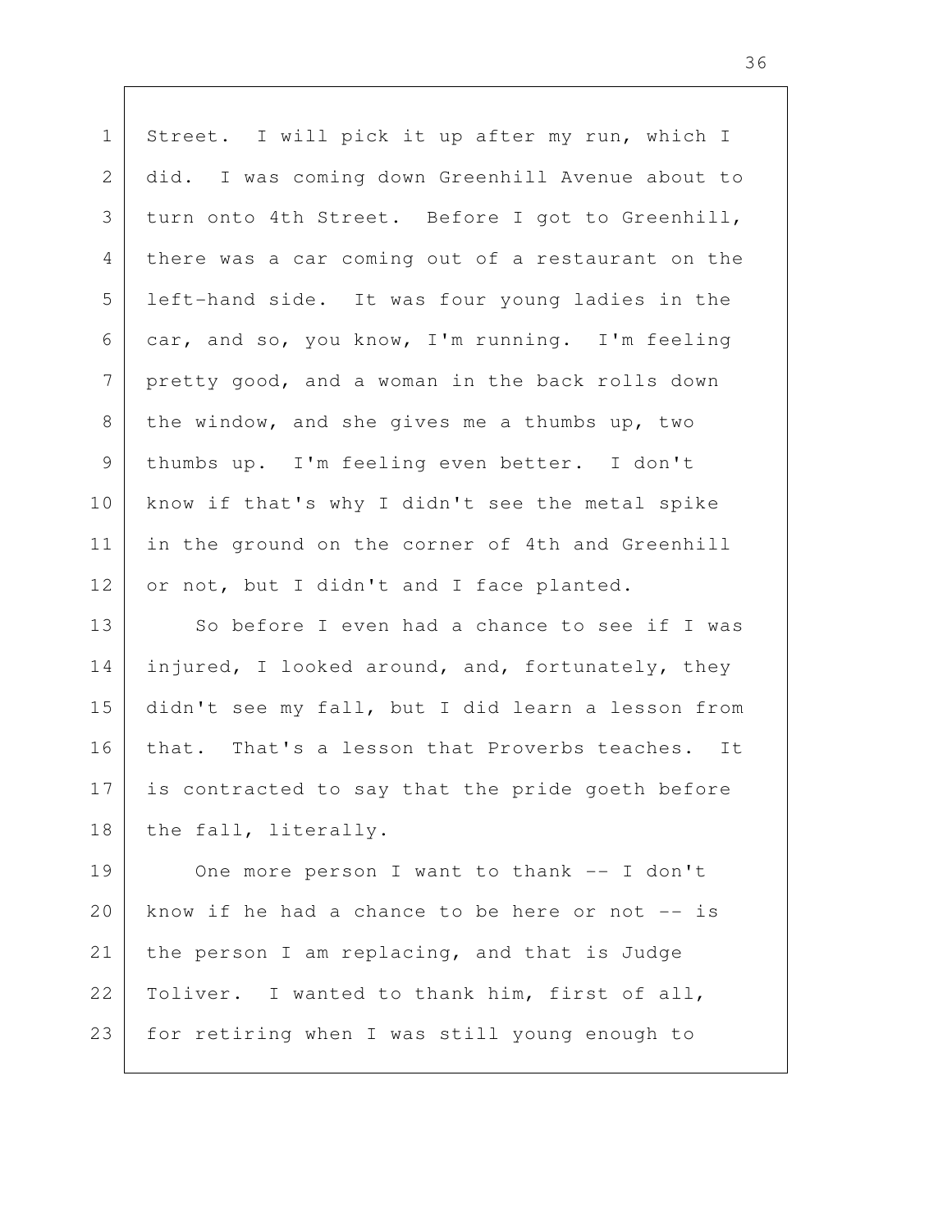Street. I will pick it up after my run, which I did. I was coming down Greenhill Avenue about to turn onto 4th Street. Before I got to Greenhill, there was a car coming out of a restaurant on the left-hand side. It was four young ladies in the car, and so, you know, I'm running. I'm feeling pretty good, and a woman in the back rolls down the window, and she gives me a thumbs up, two thumbs up. I'm feeling even better. I don't know if that's why I didn't see the metal spike in the ground on the corner of 4th and Greenhill or not, but I didn't and I face planted.

So before I even had a chance to see if I was injured, I looked around, and, fortunately, they didn't see my fall, but I did learn a lesson from that. That's a lesson that Proverbs teaches. It is contracted to say that the pride goeth before the fall, literally.

One more person I want to thank -- I don't know if he had a chance to be here or not -- is the person I am replacing, and that is Judge Toliver. I wanted to thank him, first of all, for retiring when I was still young enough to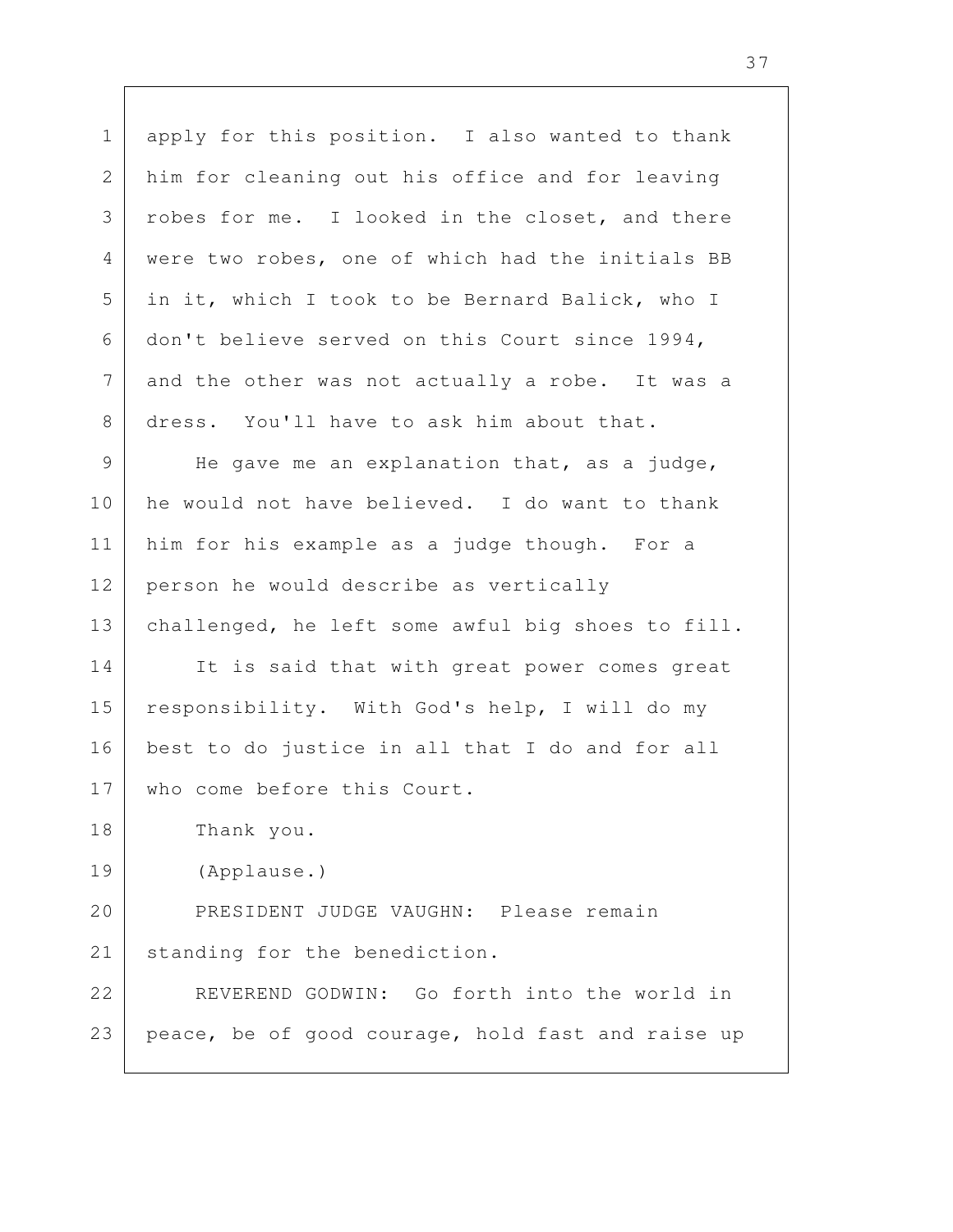apply for this position. I also wanted to thank him for cleaning out his office and for leaving robes for me. I looked in the closet, and there were two robes, one of which had the initials BB in it, which I took to be Bernard Balick, who I don't believe served on this Court since 1994, and the other was not actually a robe. It was a dress. You'll have to ask him about that.

He gave me an explanation that, as a judge, he would not have believed. I do want to thank him for his example as a judge though. For a person he would describe as vertically challenged, he left some awful big shoes to fill.

It is said that with great power comes great responsibility. With God's help, I will do my best to do justice in all that I do and for all who come before this Court.

Thank you.

(Applause.)

PRESIDENT JUDGE VAUGHN: Please remain standing for the benediction.

REVEREND GODWIN: Go forth into the world in peace, be of good courage, hold fast and raise up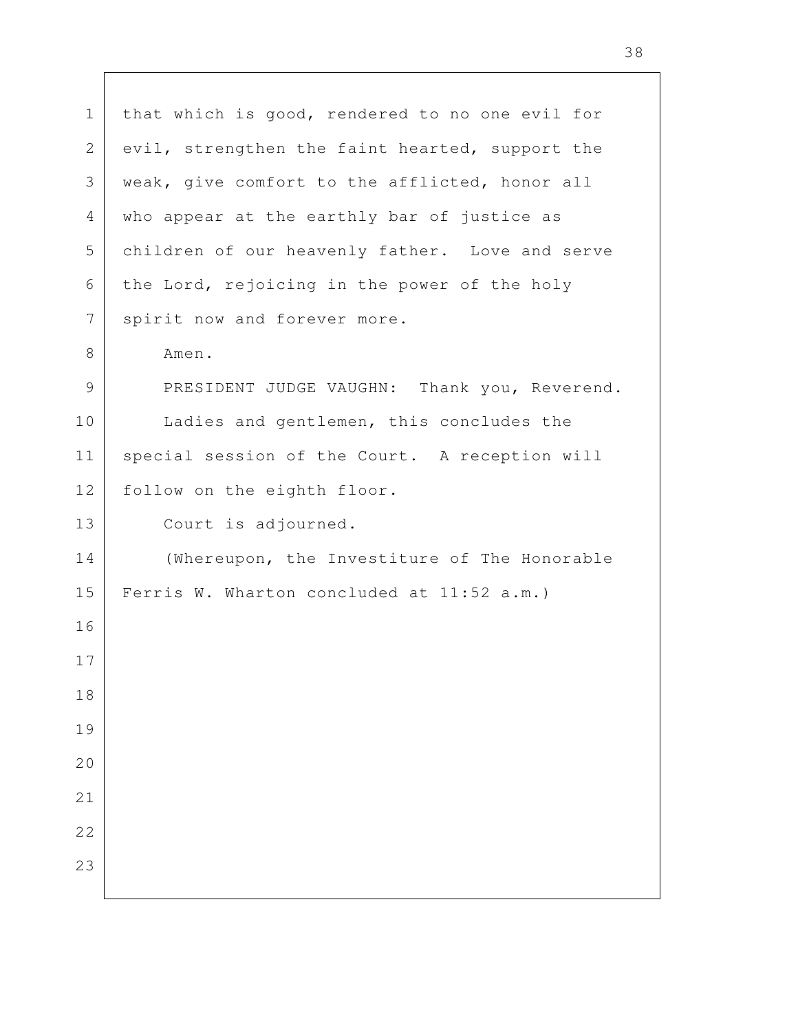that which is good, rendered to no one evil for evil, strengthen the faint hearted, support the weak, give comfort to the afflicted, honor all who appear at the earthly bar of justice as children of our heavenly father. Love and serve the Lord, rejoicing in the power of the holy spirit now and forever more.

Amen.

PRESIDENT JUDGE VAUGHN: Thank you, Reverend.

Ladies and gentlemen, this concludes the special session of the Court. A reception will follow on the eighth floor.

Court is adjourned.

(Whereupon, the Investiture of The Honorable Ferris W. Wharton concluded at 11:52 a.m.)